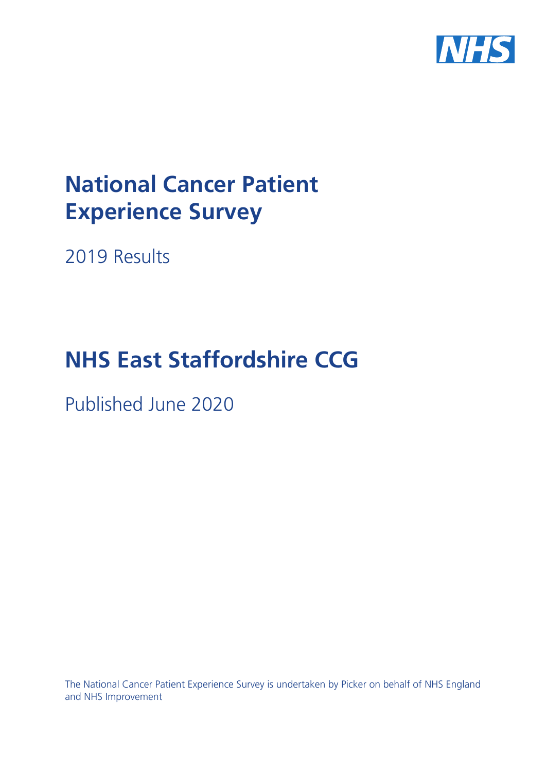# National Cancer Patient Experience Survey

2019 Results

# NHS East Staffordshire CCG

Published June 2020

The National Cancer Patient Experience Survey is undertaken by Picker on behalf of NHS England and NHS Improvement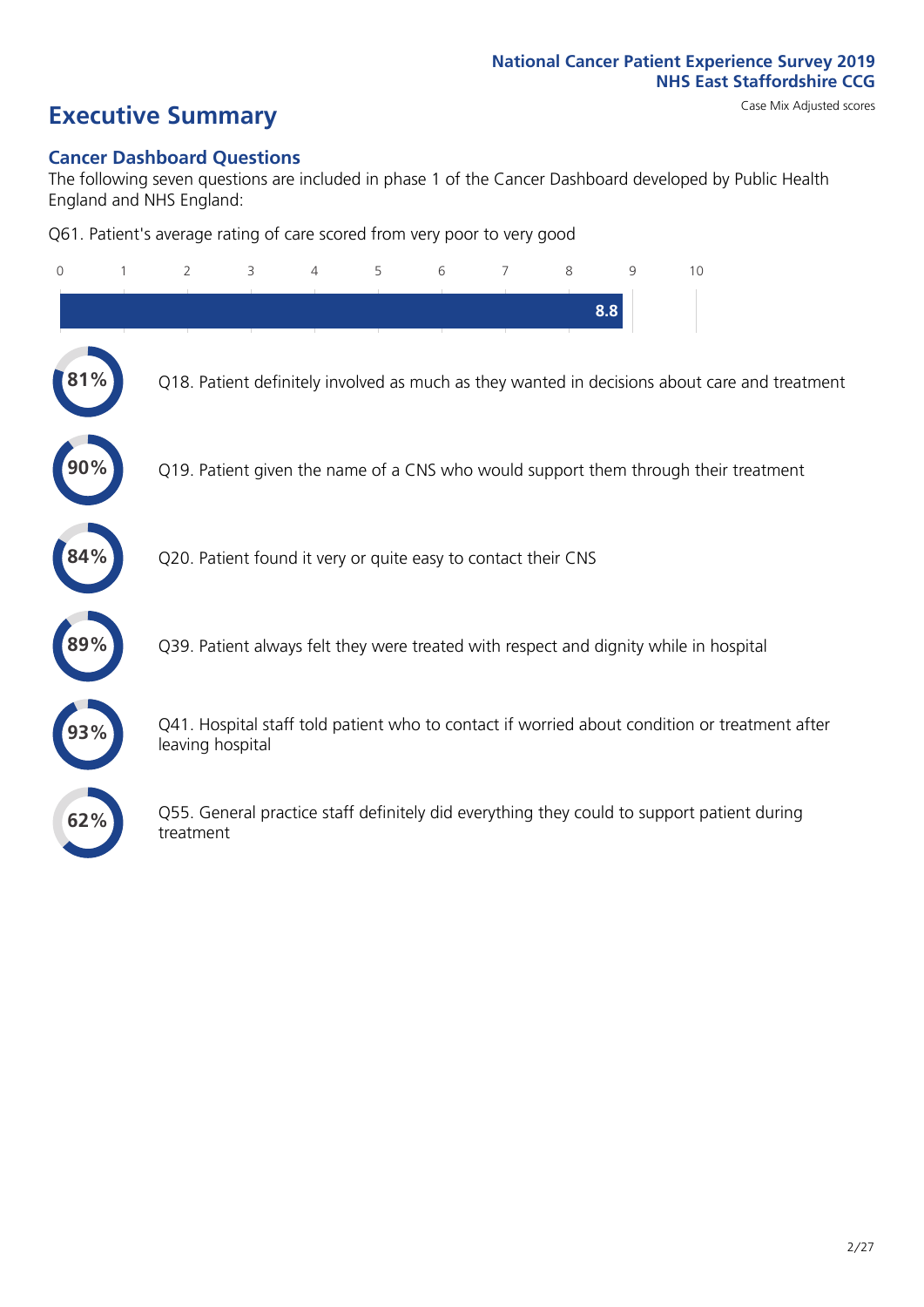National Cancer Patient Experience Survey 2019
NHS East Staffordshire CCG

Case Mix Adjusted scores

# Executive Summary

## Cancer Dashboard Questions

The following seven questions are included in phase 1 of the Cancer Dashboard developed by Public Health England and NHS England:

Q61. Patient's average rating of care scored from very poor to very good

0 1 2 3 4 5 6 7 8 9 10

8.8

81% Q18. Patient definitely involved as much as they wanted in decisions about care and treatment

90% Q19. Patient given the name of a CNS who would support them through their treatment

84% Q20. Patient found it very or quite easy to contact their CNS

89% Q39. Patient always felt they were treated with respect and dignity while in hospital

93% Q41. Hospital staff told patient who to contact if worried about condition or treatment after leaving hospital

62% Q55. General practice staff definitely did everything they could to support patient during treatment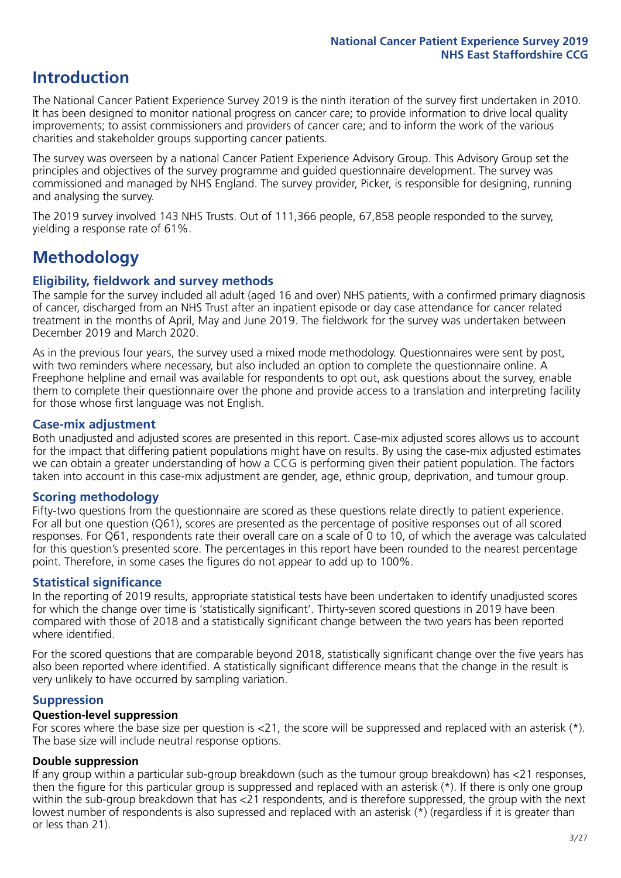# Introduction

The National Cancer Patient Experience Survey 2019 is the ninth iteration of the survey first undertaken in 2010. It has been designed to monitor national progress on cancer care; to provide information to drive local quality improvements; to assist commissioners and providers of cancer care; and to inform the work of the various charities and stakeholder groups supporting cancer patients.

The survey was overseen by a national Cancer Patient Experience Advisory Group. This Advisory Group set the principles and objectives of the survey programme and guided questionnaire development. The survey was commissioned and managed by NHS England. The survey provider, Picker, is responsible for designing, running and analysing the survey.

The 2019 survey involved 143 NHS Trusts. Out of 111,366 people, 67,858 people responded to the survey, yielding a response rate of 61%.

# Methodology

## Eligibility, fieldwork and survey methods

The sample for the survey included all adult (aged 16 and over) NHS patients, with a confirmed primary diagnosis of cancer, discharged from an NHS Trust after an inpatient episode or day case attendance for cancer related treatment in the months of April, May and June 2019. The fieldwork for the survey was undertaken between December 2019 and March 2020.

As in the previous four years, the survey used a mixed mode methodology. Questionnaires were sent by post, with two reminders where necessary, but also included an option to complete the questionnaire online. A Freephone helpline and email was available for respondents to opt out, ask questions about the survey, enable them to complete their questionnaire over the phone and provide access to a translation and interpreting facility for those whose first language was not English.

## Case-mix adjustment

Both unadjusted and adjusted scores are presented in this report. Case-mix adjusted scores allows us to account for the impact that differing patient populations might have on results. By using the case-mix adjusted estimates we can obtain a greater understanding of how a CCG is performing given their patient population. The factors taken into account in this case-mix adjustment are gender, age, ethnic group, deprivation, and tumour group.

## Scoring methodology

Fifty-two questions from the questionnaire are scored as these questions relate directly to patient experience. For all but one question (Q61), scores are presented as the percentage of positive responses out of all scored responses. For Q61, respondents rate their overall care on a scale of 0 to 10, of which the average was calculated for this question's presented score. The percentages in this report have been rounded to the nearest percentage point. Therefore, in some cases the figures do not appear to add up to 100%.

## Statistical significance

In the reporting of 2019 results, appropriate statistical tests have been undertaken to identify unadjusted scores for which the change over time is 'statistically significant'. Thirty-seven scored questions in 2019 have been compared with those of 2018 and a statistically significant change between the two years has been reported where identified.

For the scored questions that are comparable beyond 2018, statistically significant change over the five years has also been reported where identified. A statistically significant difference means that the change in the result is very unlikely to have occurred by sampling variation.

## Suppression

### Question-level suppression

For scores where the base size per question is <21, the score will be suppressed and replaced with an asterisk (*). The base size will include neutral response options.

### Double suppression

If any group within a particular sub-group breakdown (such as the tumour group breakdown) has <21 responses, then the figure for this particular group is suppressed and replaced with an asterisk (*). If there is only one group within the sub-group breakdown that has <21 respondents, and is therefore suppressed, the group with the next lowest number of respondents is also supressed and replaced with an asterisk (*) (regardless if it is greater than or less than 21).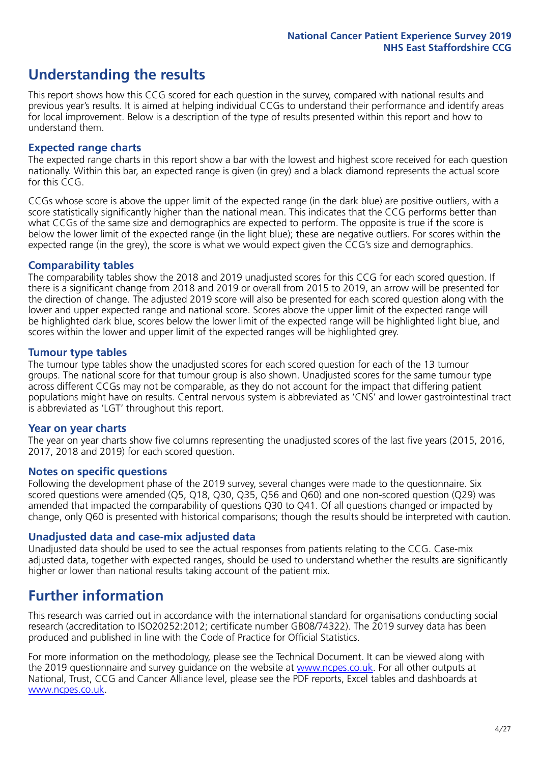# Understanding the results

This report shows how this CCG scored for each question in the survey, compared with national results and previous year's results. It is aimed at helping individual CCGs to understand their performance and identify areas for local improvement. Below is a description of the type of results presented within this report and how to understand them.

## Expected range charts

The expected range charts in this report show a bar with the lowest and highest score received for each question nationally. Within this bar, an expected range is given (in grey) and a black diamond represents the actual score for this CCG.

CCGs whose score is above the upper limit of the expected range (in the dark blue) are positive outliers, with a score statistically significantly higher than the national mean. This indicates that the CCG performs better than what CCGs of the same size and demographics are expected to perform. The opposite is true if the score is below the lower limit of the expected range (in the light blue); these are negative outliers. For scores within the expected range (in the grey), the score is what we would expect given the CCG's size and demographics.

## Comparability tables

The comparability tables show the 2018 and 2019 unadjusted scores for this CCG for each scored question. If there is a significant change from 2018 and 2019 or overall from 2015 to 2019, an arrow will be presented for the direction of change. The adjusted 2019 score will also be presented for each scored question along with the lower and upper expected range and national score. Scores above the upper limit of the expected range will be highlighted dark blue, scores below the lower limit of the expected range will be highlighted light blue, and scores within the lower and upper limit of the expected ranges will be highlighted grey.

## Tumour type tables

The tumour type tables show the unadjusted scores for each scored question for each of the 13 tumour groups. The national score for that tumour group is also shown. Unadjusted scores for the same tumour type across different CCGs may not be comparable, as they do not account for the impact that differing patient populations might have on results. Central nervous system is abbreviated as 'CNS' and lower gastrointestinal tract is abbreviated as 'LGT' throughout this report.

## Year on year charts

The year on year charts show five columns representing the unadjusted scores of the last five years (2015, 2016, 2017, 2018 and 2019) for each scored question.

## Notes on specific questions

Following the development phase of the 2019 survey, several changes were made to the questionnaire. Six scored questions were amended (Q5, Q18, Q30, Q35, Q56 and Q60) and one non-scored question (Q29) was amended that impacted the comparability of questions Q30 to Q41. Of all questions changed or impacted by change, only Q60 is presented with historical comparisons; though the results should be interpreted with caution.

## Unadjusted data and case-mix adjusted data

Unadjusted data should be used to see the actual responses from patients relating to the CCG. Case-mix adjusted data, together with expected ranges, should be used to understand whether the results are significantly higher or lower than national results taking account of the patient mix.

# Further information

This research was carried out in accordance with the international standard for organisations conducting social research (accreditation to ISO20252:2012; certificate number GB08/74322). The 2019 survey data has been produced and published in line with the Code of Practice for Official Statistics.

For more information on the methodology, please see the Technical Document. It can be viewed along with the 2019 questionnaire and survey guidance on the website at www.ncpes.co.uk. For all other outputs at National, Trust, CCG and Cancer Alliance level, please see the PDF reports, Excel tables and dashboards at www.ncpes.co.uk.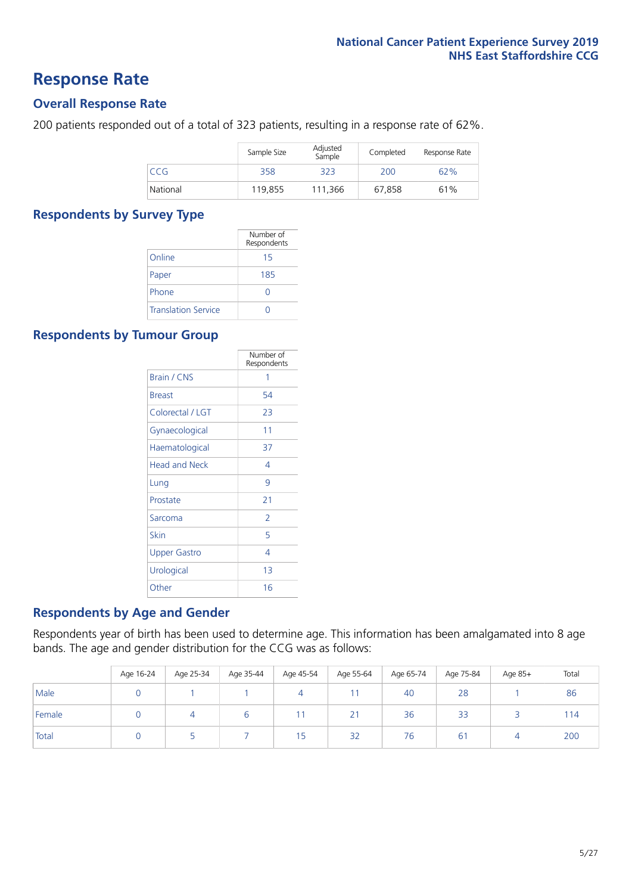# Response Rate

## Overall Response Rate

200 patients responded out of a total of 323 patients, resulting in a response rate of 62%.

| | Sample Size | Adjusted Sample | Completed | Response Rate |
|---|---|---|---|---|
| CCG | 358 | 323 | 200 | 62% |
| National | 119,855 | 111,366 | 67,858 | 61% |

## Respondents by Survey Type

| | Number of Respondents |
|---|---|
| Online | 15 |
| Paper | 185 |
| Phone | 0 |
| Translation Service | 0 |

## Respondents by Tumour Group

| | Number of Respondents |
|---|---|
| Brain / CNS | 1 |
| Breast | 54 |
| Colorectal / LGT | 23 |
| Gynaecological | 11 |
| Haematological | 37 |
| Head and Neck | 4 |
| Lung | 9 |
| Prostate | 21 |
| Sarcoma | 2 |
| Skin | 5 |
| Upper Gastro | 4 |
| Urological | 13 |
| Other | 16 |

## Respondents by Age and Gender

Respondents year of birth has been used to determine age. This information has been amalgamated into 8 age bands. The age and gender distribution for the CCG was as follows:

| | Age 16-24 | Age 25-34 | Age 35-44 | Age 45-54 | Age 55-64 | Age 65-74 | Age 75-84 | Age 85+ | Total |
|---|---|---|---|---|---|---|---|---|---|
| Male | 0 | 1 | 1 | 4 | 11 | 40 | 28 | 1 | 86 |
| Female | 0 | 4 | 6 | 11 | 21 | 36 | 33 | 3 | 114 |
| Total | 0 | 5 | 7 | 15 | 32 | 76 | 61 | 4 | 200 |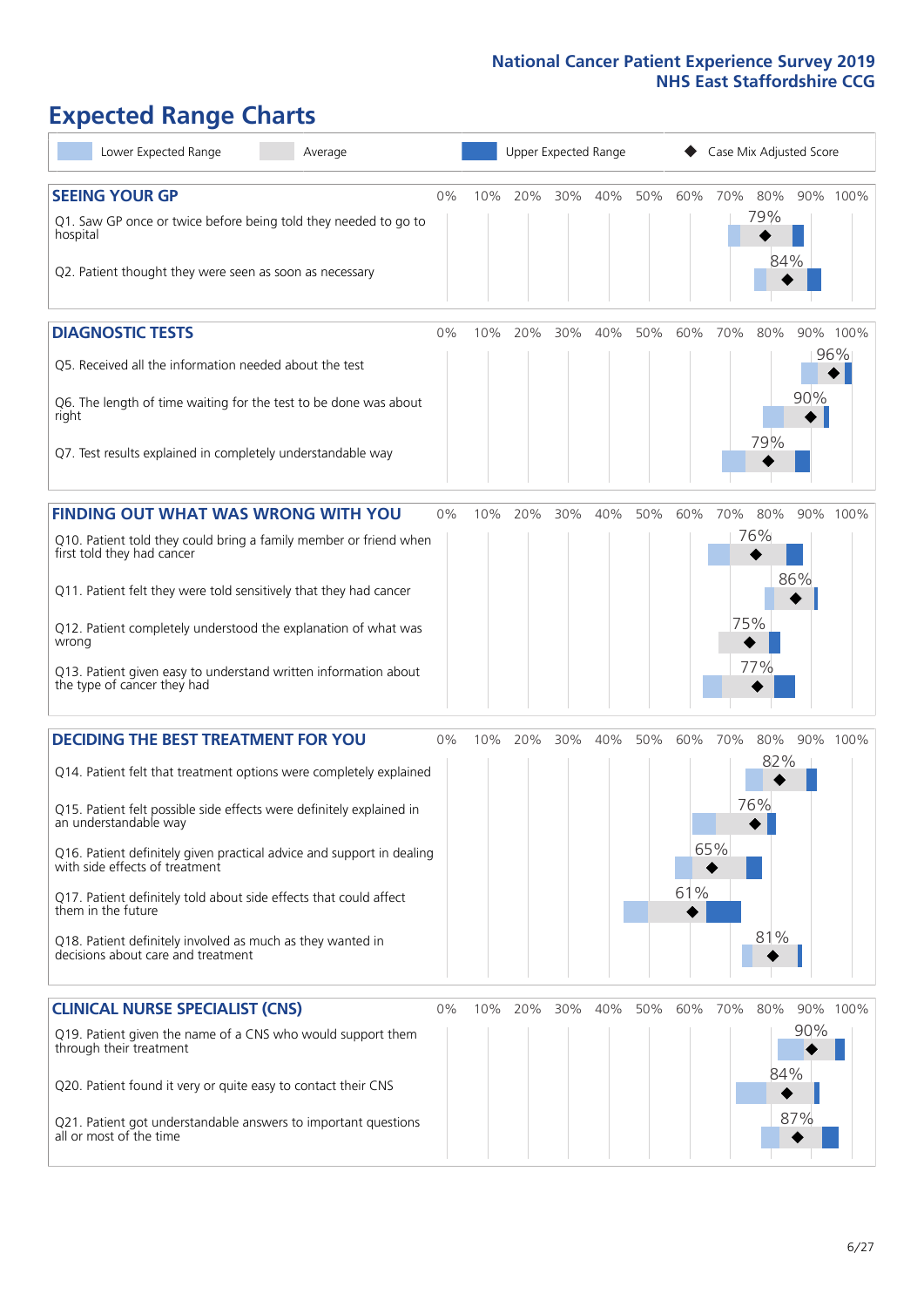# Expected Range Charts

Lower Expected Range | Average | Upper Expected Range | Case Mix Adjusted Score

## SEEING YOUR GP

0% 10% 20% 30% 40% 50% 60% 70% 80% 90% 100%

Q1. Saw GP once or twice before being told they needed to go to hospital

79%

Q2. Patient thought they were seen as soon as necessary

84%

## DIAGNOSTIC TESTS

0% 10% 20% 30% 40% 50% 60% 70% 80% 90% 100%

Q5. Received all the information needed about the test

96%

Q6. The length of time waiting for the test to be done was about right

90%

Q7. Test results explained in completely understandable way

79%

## FINDING OUT WHAT WAS WRONG WITH YOU

0% 10% 20% 30% 40% 50% 60% 70% 80% 90% 100%

Q10. Patient told they could bring a family member or friend when first told they had cancer

76%

Q11. Patient felt they were told sensitively that they had cancer

86%

Q12. Patient completely understood the explanation of what was wrong

75%

Q13. Patient given easy to understand written information about the type of cancer they had

77%

## DECIDING THE BEST TREATMENT FOR YOU

0% 10% 20% 30% 40% 50% 60% 70% 80% 90% 100%

Q14. Patient felt that treatment options were completely explained

82%

Q15. Patient felt possible side effects were definitely explained in an understandable way

76%

Q16. Patient definitely given practical advice and support in dealing with side effects of treatment

65%

Q17. Patient definitely told about side effects that could affect them in the future

61%

Q18. Patient definitely involved as much as they wanted in decisions about care and treatment

81%

## CLINICAL NURSE SPECIALIST (CNS)

0% 10% 20% 30% 40% 50% 60% 70% 80% 90% 100%

Q19. Patient given the name of a CNS who would support them through their treatment

90%

Q20. Patient found it very or quite easy to contact their CNS

84%

Q21. Patient got understandable answers to important questions all or most of the time

87%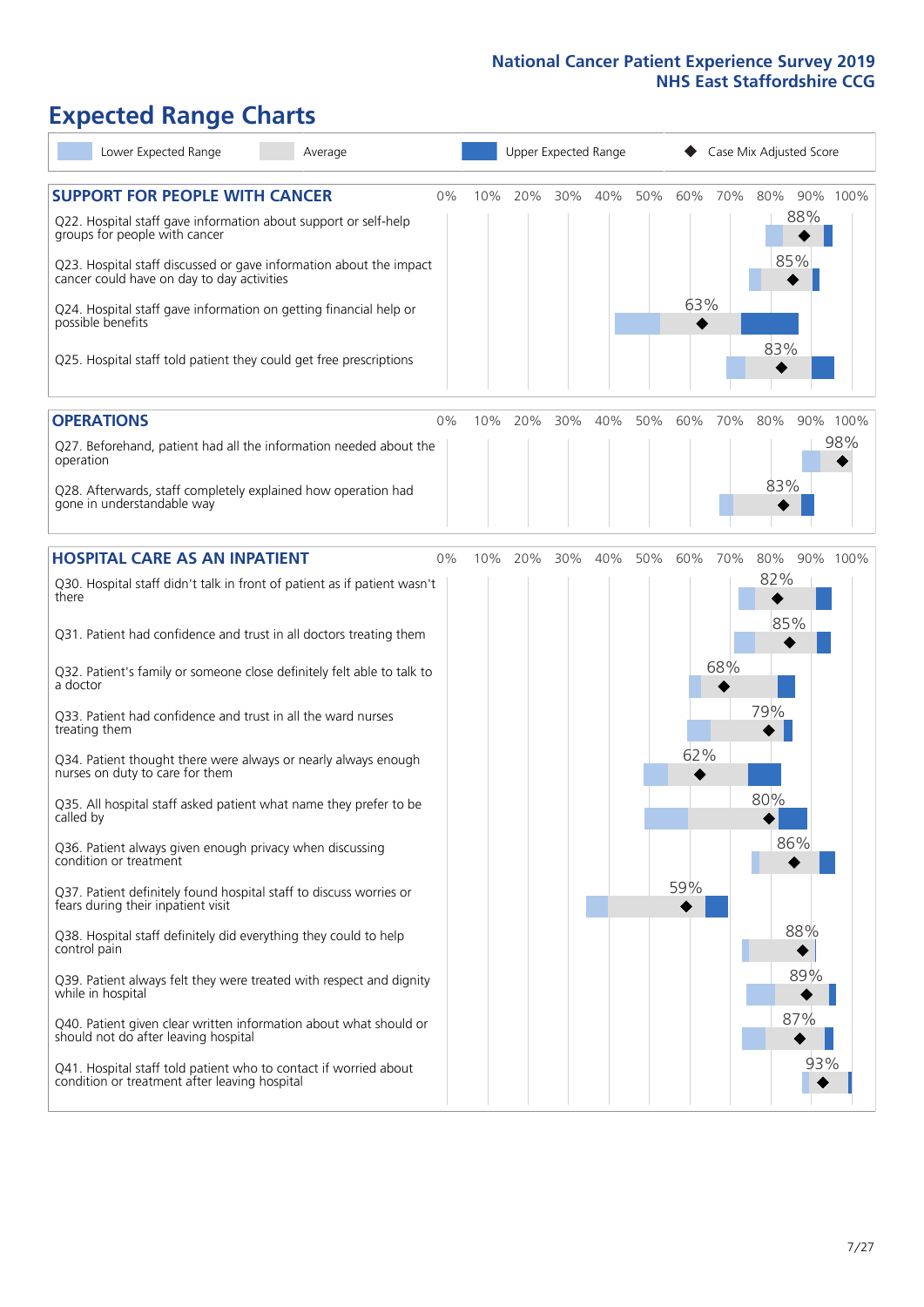National Cancer Patient Experience Survey 2019
NHS East Staffordshire CCG

# Expected Range Charts

Lower Expected Range | Average | Upper Expected Range | Case Mix Adjusted Score

## SUPPORT FOR PEOPLE WITH CANCER

0% 10% 20% 30% 40% 50% 60% 70% 80% 90% 100%

Q22. Hospital staff gave information about support or self-help groups for people with cancer — 88%

Q23. Hospital staff discussed or gave information about the impact cancer could have on day to day activities — 85%

Q24. Hospital staff gave information on getting financial help or possible benefits — 63%

Q25. Hospital staff told patient they could get free prescriptions — 83%

## OPERATIONS

0% 10% 20% 30% 40% 50% 60% 70% 80% 90% 100%

Q27. Beforehand, patient had all the information needed about the operation — 98%

Q28. Afterwards, staff completely explained how operation had gone in understandable way — 83%

## HOSPITAL CARE AS AN INPATIENT

0% 10% 20% 30% 40% 50% 60% 70% 80% 90% 100%

Q30. Hospital staff didn't talk in front of patient as if patient wasn't there — 82%

Q31. Patient had confidence and trust in all doctors treating them — 85%

Q32. Patient's family or someone close definitely felt able to talk to a doctor — 68%

Q33. Patient had confidence and trust in all the ward nurses treating them — 79%

Q34. Patient thought there were always or nearly always enough nurses on duty to care for them — 62%

Q35. All hospital staff asked patient what name they prefer to be called by — 80%

Q36. Patient always given enough privacy when discussing condition or treatment — 86%

Q37. Patient definitely found hospital staff to discuss worries or fears during their inpatient visit — 59%

Q38. Hospital staff definitely did everything they could to help control pain — 88%

Q39. Patient always felt they were treated with respect and dignity while in hospital — 89%

Q40. Patient given clear written information about what should or should not do after leaving hospital — 87%

Q41. Hospital staff told patient who to contact if worried about condition or treatment after leaving hospital — 93%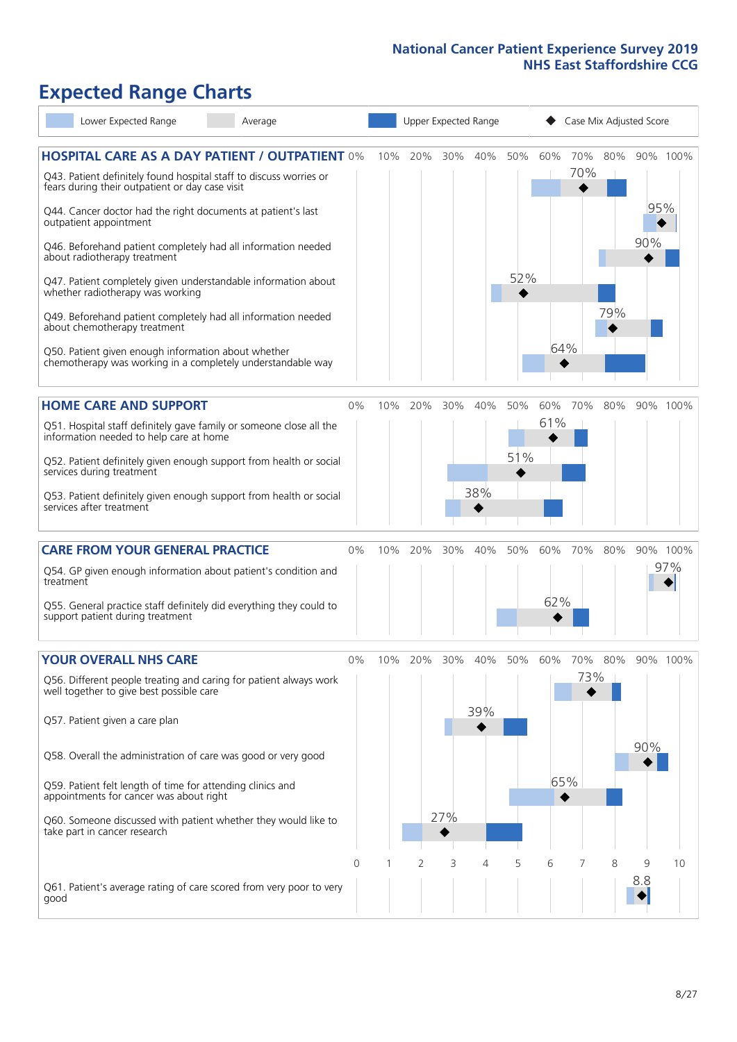National Cancer Patient Experience Survey 2019
NHS East Staffordshire CCG

# Expected Range Charts

Lower Expected Range | Average | Upper Expected Range | Case Mix Adjusted Score

## HOSPITAL CARE AS A DAY PATIENT / OUTPATIENT

0% 10% 20% 30% 40% 50% 60% 70% 80% 90% 100%

Q43. Patient definitely found hospital staff to discuss worries or fears during their outpatient or day case visit — 70%

Q44. Cancer doctor had the right documents at patient's last outpatient appointment — 95%

Q46. Beforehand patient completely had all information needed about radiotherapy treatment — 90%

Q47. Patient completely given understandable information about whether radiotherapy treatment was working — 52%

Q49. Beforehand patient completely had all information needed about chemotherapy treatment — 79%

Q50. Patient given enough information about whether chemotherapy was working in a completely understandable way — 64%

## HOME CARE AND SUPPORT

0% 10% 20% 30% 40% 50% 60% 70% 80% 90% 100%

Q51. Hospital staff definitely gave family or someone close all the information needed to help care at home — 61%

Q52. Patient definitely given enough support from health or social services during treatment — 51%

Q53. Patient definitely given enough support from health or social services after treatment — 38%

## CARE FROM YOUR GENERAL PRACTICE

0% 10% 20% 30% 40% 50% 60% 70% 80% 90% 100%

Q54. GP given enough information about patient's condition and treatment — 97%

Q55. General practice staff definitely did everything they could to support patient during treatment — 62%

## YOUR OVERALL NHS CARE

0% 10% 20% 30% 40% 50% 60% 70% 80% 90% 100%

Q56. Different people treating and caring for patient always work well together to give best possible care — 73%

Q57. Patient given a care plan — 39%

Q58. Overall the administration of care was good or very good — 90%

Q59. Patient felt length of time for attending clinics and appointments for cancer was about right — 65%

Q60. Someone discussed with patient whether they would like to take part in cancer research — 27%

0 1 2 3 4 5 6 7 8 9 10

Q61. Patient's average rating of care scored from very poor to very good — 8.8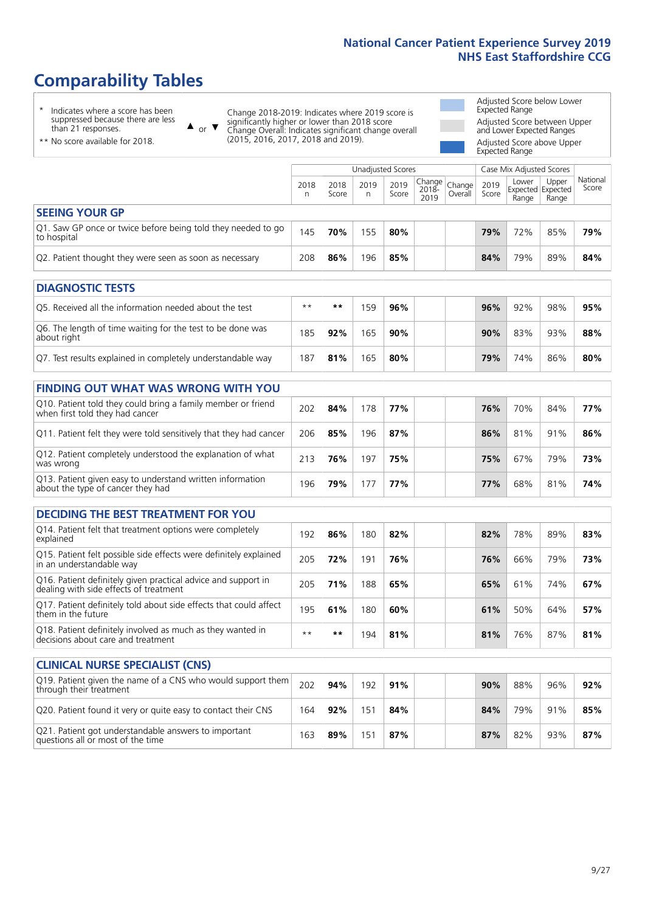# Comparability Tables

\* Indicates where a score has been suppressed because there are less than 21 responses.

\*\* No score available for 2018.

▲ or ▼ Change 2018-2019: Indicates where 2019 score is significantly higher or lower than 2018 score. Change Overall: Indicates significant change overall (2015, 2016, 2017, 2018 and 2019).

Adjusted Score below Lower Expected Range

Adjusted Score between Upper and Lower Expected Ranges

Adjusted Score above Upper Expected Range

| | Unadjusted Scores | | | | | | Case Mix Adjusted Scores | | | |
|---|---|---|---|---|---|---|---|---|---|---|
| | 2018 n | 2018 Score | 2019 n | 2019 Score | Change 2018-2019 | Change Overall | 2019 Score | Lower Expected Range | Upper Expected Range | National Score |
| **SEEING YOUR GP** | | | | | | | | | | |
| Q1. Saw GP once or twice before being told they needed to go to hospital | 145 | **70%** | 155 | **80%** | | | **79%** | 72% | 85% | **79%** |
| Q2. Patient thought they were seen as soon as necessary | 208 | **86%** | 196 | **85%** | | | **84%** | 79% | 89% | **84%** |
| **DIAGNOSTIC TESTS** | | | | | | | | | | |
| Q5. Received all the information needed about the test | ** | ** | 159 | **96%** | | | **96%** | 92% | 98% | **95%** |
| Q6. The length of time waiting for the test to be done was about right | 185 | **92%** | 165 | **90%** | | | **90%** | 83% | 93% | **88%** |
| Q7. Test results explained in completely understandable way | 187 | **81%** | 165 | **80%** | | | **79%** | 74% | 86% | **80%** |
| **FINDING OUT WHAT WAS WRONG WITH YOU** | | | | | | | | | | |
| Q10. Patient told they could bring a family member or friend when first told they had cancer | 202 | **84%** | 178 | **77%** | | | **76%** | 70% | 84% | **77%** |
| Q11. Patient felt they were told sensitively that they had cancer | 206 | **85%** | 196 | **87%** | | | **86%** | 81% | 91% | **86%** |
| Q12. Patient completely understood the explanation of what was wrong | 213 | **76%** | 197 | **75%** | | | **75%** | 67% | 79% | **73%** |
| Q13. Patient given easy to understand written information about the type of cancer they had | 196 | **79%** | 177 | **77%** | | | **77%** | 68% | 81% | **74%** |
| **DECIDING THE BEST TREATMENT FOR YOU** | | | | | | | | | | |
| Q14. Patient felt that treatment options were completely explained | 192 | **86%** | 180 | **82%** | | | **82%** | 78% | 89% | **83%** |
| Q15. Patient felt possible side effects were definitely explained in an understandable way | 205 | **72%** | 191 | **76%** | | | **76%** | 66% | 79% | **73%** |
| Q16. Patient definitely given practical advice and support in dealing with side effects of treatment | 205 | **71%** | 188 | **65%** | | | **65%** | 61% | 74% | **67%** |
| Q17. Patient definitely told about side effects that could affect them in the future | 195 | **61%** | 180 | **60%** | | | **61%** | 50% | 64% | **57%** |
| Q18. Patient definitely involved as much as they wanted in decisions about care and treatment | ** | ** | 194 | **81%** | | | **81%** | 76% | 87% | **81%** |
| **CLINICAL NURSE SPECIALIST (CNS)** | | | | | | | | | | |
| Q19. Patient given the name of a CNS who would support them through their treatment | 202 | **94%** | 192 | **91%** | | | **90%** | 88% | 96% | **92%** |
| Q20. Patient found it very or quite easy to contact their CNS | 164 | **92%** | 151 | **84%** | | | **84%** | 79% | 91% | **85%** |
| Q21. Patient got understandable answers to important questions all or most of the time | 163 | **89%** | 151 | **87%** | | | **87%** | 82% | 93% | **87%** |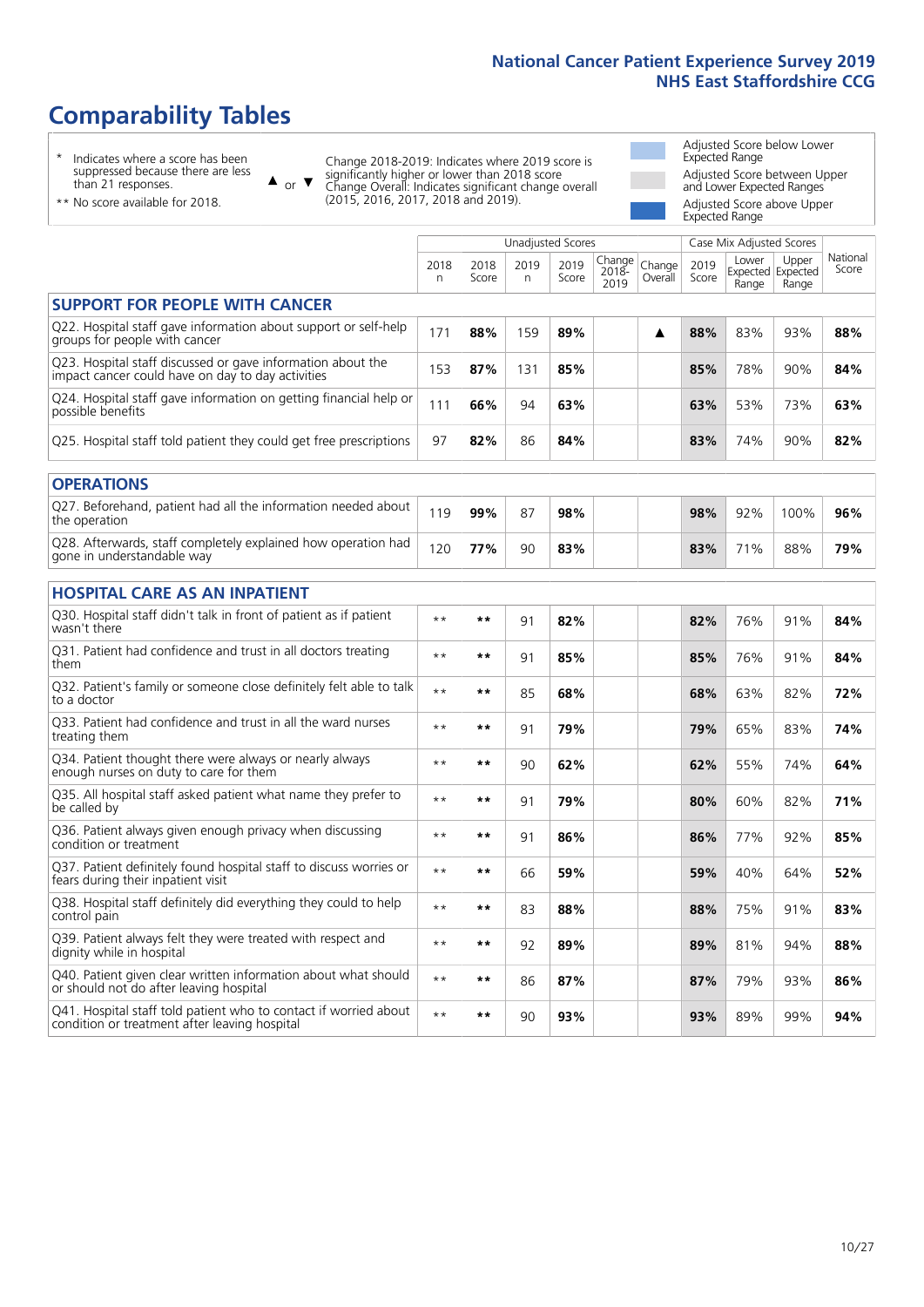# Comparability Tables

\* Indicates where a score has been suppressed because there are less than 21 responses.

\*\* No score available for 2018.

▲ or ▼ Change 2018-2019: Indicates where 2019 score is significantly higher or lower than 2018 score. Change Overall: Indicates significant change overall (2015, 2016, 2017, 2018 and 2019).

Adjusted Score below Lower Expected Range

Adjusted Score between Upper and Lower Expected Ranges

Adjusted Score above Upper Expected Range

| | Unadjusted Scores | | | | | | Case Mix Adjusted Scores | | | |
|---|---|---|---|---|---|---|---|---|---|---|
| | 2018 n | 2018 Score | 2019 n | 2019 Score | Change 2018-2019 | Change Overall | 2019 Score | Lower Expected Range | Upper Expected Range | National Score |
| **SUPPORT FOR PEOPLE WITH CANCER** | | | | | | | | | | |
| Q22. Hospital staff gave information about support or self-help groups for people with cancer | 171 | **88%** | 159 | **89%** | | ▲ | **88%** | 83% | 93% | **88%** |
| Q23. Hospital staff discussed or gave information about the impact cancer could have on day to day activities | 153 | **87%** | 131 | **85%** | | | **85%** | 78% | 90% | **84%** |
| Q24. Hospital staff gave information on getting financial help or possible benefits | 111 | **66%** | 94 | **63%** | | | **63%** | 53% | 73% | **63%** |
| Q25. Hospital staff told patient they could get free prescriptions | 97 | **82%** | 86 | **84%** | | | **83%** | 74% | 90% | **82%** |
| **OPERATIONS** | | | | | | | | | | |
| Q27. Beforehand, patient had all the information needed about the operation | 119 | **99%** | 87 | **98%** | | | **98%** | 92% | 100% | **96%** |
| Q28. Afterwards, staff completely explained how operation had gone in understandable way | 120 | **77%** | 90 | **83%** | | | **83%** | 71% | 88% | **79%** |
| **HOSPITAL CARE AS AN INPATIENT** | | | | | | | | | | |
| Q30. Hospital staff didn't talk in front of patient as if patient wasn't there | ** | ** | 91 | **82%** | | | **82%** | 76% | 91% | **84%** |
| Q31. Patient had confidence and trust in all doctors treating them | ** | ** | 91 | **85%** | | | **85%** | 76% | 91% | **84%** |
| Q32. Patient's family or someone close definitely felt able to talk to a doctor | ** | ** | 85 | **68%** | | | **68%** | 63% | 82% | **72%** |
| Q33. Patient had confidence and trust in all the ward nurses treating them | ** | ** | 91 | **79%** | | | **79%** | 65% | 83% | **74%** |
| Q34. Patient thought there were always or nearly always enough nurses on duty to care for them | ** | ** | 90 | **62%** | | | **62%** | 55% | 74% | **64%** |
| Q35. All hospital staff asked patient what name they prefer to be called by | ** | ** | 91 | **79%** | | | **80%** | 60% | 82% | **71%** |
| Q36. Patient always given enough privacy when discussing condition or treatment | ** | ** | 91 | **86%** | | | **86%** | 77% | 92% | **85%** |
| Q37. Patient definitely found hospital staff to discuss worries or fears during their inpatient visit | ** | ** | 66 | **59%** | | | **59%** | 40% | 64% | **52%** |
| Q38. Hospital staff definitely did everything they could to help control pain | ** | ** | 83 | **88%** | | | **88%** | 75% | 91% | **83%** |
| Q39. Patient always felt they were treated with respect and dignity while in hospital | ** | ** | 92 | **89%** | | | **89%** | 81% | 94% | **88%** |
| Q40. Patient given clear written information about what should or should not do after leaving hospital | ** | ** | 86 | **87%** | | | **87%** | 79% | 93% | **86%** |
| Q41. Hospital staff told patient who to contact if worried about condition or treatment after leaving hospital | ** | ** | 90 | **93%** | | | **93%** | 89% | 99% | **94%** |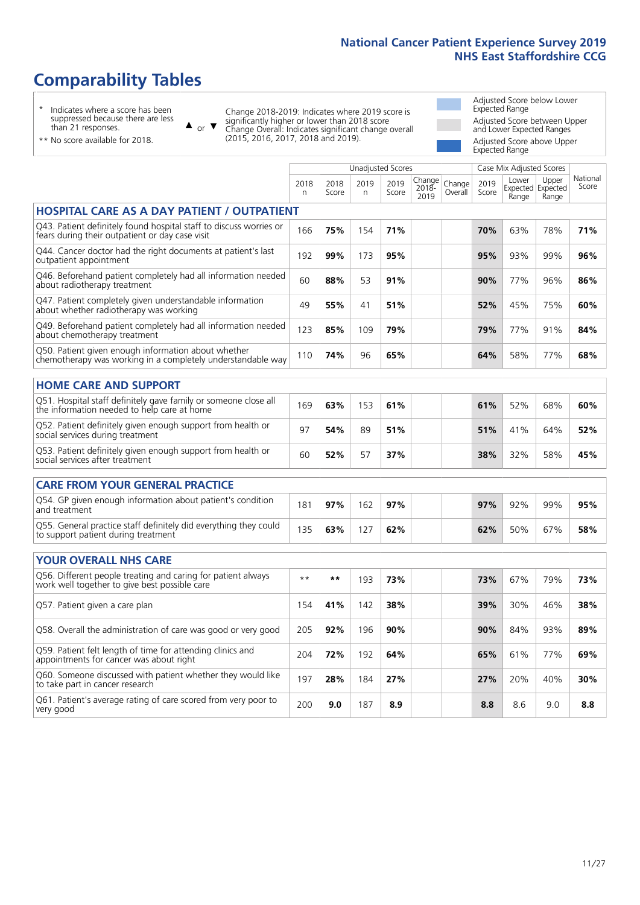# Comparability Tables

- \* Indicates where a score has been suppressed because there are less than 21 responses.
- \*\* No score available for 2018.

▲ or ▼ Change 2018-2019: Indicates where 2019 score is significantly higher or lower than 2018 score. Change Overall: Indicates significant change overall (2015, 2016, 2017, 2018 and 2019).

- Adjusted Score below Lower Expected Range
- Adjusted Score between Upper and Lower Expected Ranges
- Adjusted Score above Upper Expected Range

| | Unadjusted Scores | | | | | | Case Mix Adjusted Scores | | | National |
|---|---|---|---|---|---|---|---|---|---|---|
| | 2018 n | 2018 Score | 2019 n | 2019 Score | Change 2018-2019 | Change Overall | 2019 Score | Lower Expected Range | Upper Expected Range | National Score |
| **HOSPITAL CARE AS A DAY PATIENT / OUTPATIENT** | | | | | | | | | | |
| Q43. Patient definitely found hospital staff to discuss worries or fears during their outpatient or day case visit | 166 | **75%** | 154 | **71%** | | | **70%** | 63% | 78% | **71%** |
| Q44. Cancer doctor had the right documents at patient's last outpatient appointment | 192 | **99%** | 173 | **95%** | | | **95%** | 93% | 99% | **96%** |
| Q46. Beforehand patient completely had all information needed about radiotherapy treatment | 60 | **88%** | 53 | **91%** | | | **90%** | 77% | 96% | **86%** |
| Q47. Patient completely given understandable information about whether radiotherapy was working | 49 | **55%** | 41 | **51%** | | | **52%** | 45% | 75% | **60%** |
| Q49. Beforehand patient completely had all information needed about chemotherapy treatment | 123 | **85%** | 109 | **79%** | | | **79%** | 77% | 91% | **84%** |
| Q50. Patient given enough information about whether chemotherapy was working in a completely understandable way | 110 | **74%** | 96 | **65%** | | | **64%** | 58% | 77% | **68%** |
| **HOME CARE AND SUPPORT** | | | | | | | | | | |
| Q51. Hospital staff definitely gave family or someone close all the information needed to help care at home | 169 | **63%** | 153 | **61%** | | | **61%** | 52% | 68% | **60%** |
| Q52. Patient definitely given enough support from health or social services during treatment | 97 | **54%** | 89 | **51%** | | | **51%** | 41% | 64% | **52%** |
| Q53. Patient definitely given enough support from health or social services after treatment | 60 | **52%** | 57 | **37%** | | | **38%** | 32% | 58% | **45%** |
| **CARE FROM YOUR GENERAL PRACTICE** | | | | | | | | | | |
| Q54. GP given enough information about patient's condition and treatment | 181 | **97%** | 162 | **97%** | | | **97%** | 92% | 99% | **95%** |
| Q55. General practice staff definitely did everything they could to support patient during treatment | 135 | **63%** | 127 | **62%** | | | **62%** | 50% | 67% | **58%** |
| **YOUR OVERALL NHS CARE** | | | | | | | | | | |
| Q56. Different people treating and caring for patient always work well together to give best possible care | ** | ** | 193 | **73%** | | | **73%** | 67% | 79% | **73%** |
| Q57. Patient given a care plan | 154 | **41%** | 142 | **38%** | | | **39%** | 30% | 46% | **38%** |
| Q58. Overall the administration of care was good or very good | 205 | **92%** | 196 | **90%** | | | **90%** | 84% | 93% | **89%** |
| Q59. Patient felt length of time for attending clinics and appointments for cancer was about right | 204 | **72%** | 192 | **64%** | | | **65%** | 61% | 77% | **69%** |
| Q60. Someone discussed with patient whether they would like to take part in cancer research | 197 | **28%** | 184 | **27%** | | | **27%** | 20% | 40% | **30%** |
| Q61. Patient's average rating of care scored from very poor to very good | 200 | **9.0** | 187 | **8.9** | | | **8.8** | 8.6 | 9.0 | **8.8** |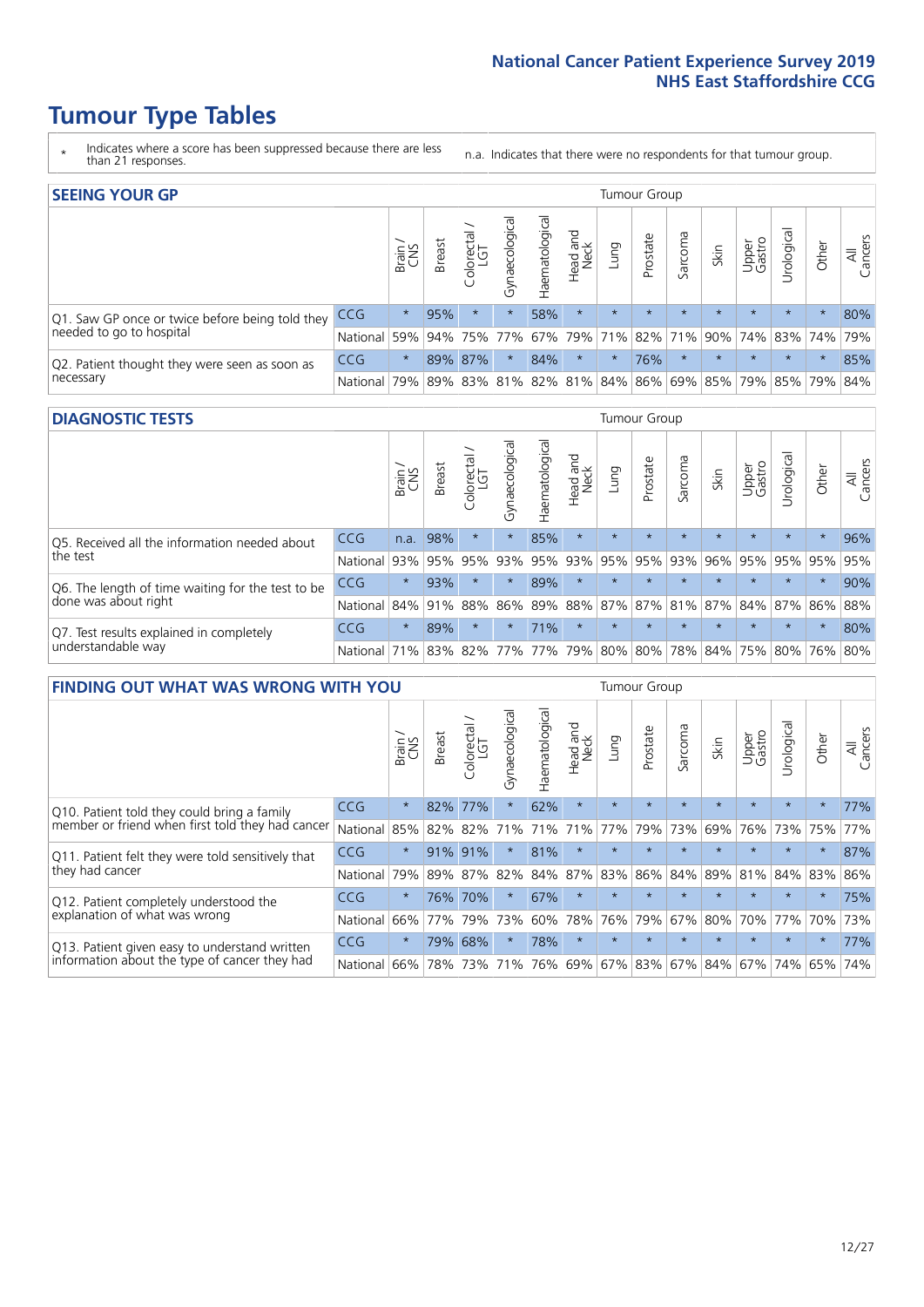# Tumour Type Tables

- * Indicates where a score has been suppressed because there are less than 21 responses.
- n.a. Indicates that there were no respondents for that tumour group.

## SEEING YOUR GP

| | | Brain / CNS | Breast | Colorectal / LGT | Gynaecological | Haematological | Head and Neck | Lung | Prostate | Sarcoma | Skin | Upper Gastro | Urological | Other | All Cancers |
|---|---|---|---|---|---|---|---|---|---|---|---|---|---|---|---|
| Q1. Saw GP once or twice before being told they needed to go to hospital | CCG | * | 95% | * | * | 58% | * | * | * | * | * | * | * | * | 80% |
| | National | 59% | 94% | 75% | 77% | 67% | 79% | 71% | 82% | 71% | 90% | 74% | 83% | 74% | 79% |
| Q2. Patient thought they were seen as soon as necessary | CCG | * | 89% | 87% | * | 84% | * | * | 76% | * | * | * | * | * | 85% |
| | National | 79% | 89% | 83% | 81% | 82% | 81% | 84% | 86% | 69% | 85% | 79% | 85% | 79% | 84% |

## DIAGNOSTIC TESTS

| | | Brain / CNS | Breast | Colorectal / LGT | Gynaecological | Haematological | Head and Neck | Lung | Prostate | Sarcoma | Skin | Upper Gastro | Urological | Other | All Cancers |
|---|---|---|---|---|---|---|---|---|---|---|---|---|---|---|---|
| Q5. Received all the information needed about the test | CCG | n.a. | 98% | * | * | 85% | * | * | * | * | * | * | * | * | 96% |
| | National | 93% | 95% | 95% | 93% | 95% | 93% | 95% | 95% | 93% | 96% | 95% | 95% | 95% | 95% |
| Q6. The length of time waiting for the test to be done was about right | CCG | * | 93% | * | * | 89% | * | * | * | * | * | * | * | * | 90% |
| | National | 84% | 91% | 88% | 86% | 89% | 88% | 87% | 87% | 81% | 87% | 84% | 87% | 86% | 88% |
| Q7. Test results explained in completely understandable way | CCG | * | 89% | * | * | 71% | * | * | * | * | * | * | * | * | 80% |
| | National | 71% | 83% | 82% | 77% | 77% | 79% | 80% | 80% | 78% | 84% | 75% | 80% | 76% | 80% |

## FINDING OUT WHAT WAS WRONG WITH YOU

| | | Brain / CNS | Breast | Colorectal / LGT | Gynaecological | Haematological | Head and Neck | Lung | Prostate | Sarcoma | Skin | Upper Gastro | Urological | Other | All Cancers |
|---|---|---|---|---|---|---|---|---|---|---|---|---|---|---|---|
| Q10. Patient told they could bring a family member or friend when first told they had cancer | CCG | * | 82% | 77% | * | 62% | * | * | * | * | * | * | * | * | 77% |
| | National | 85% | 82% | 82% | 71% | 71% | 71% | 77% | 79% | 73% | 69% | 76% | 73% | 75% | 77% |
| Q11. Patient felt they were told sensitively that they had cancer | CCG | * | 91% | 91% | * | 81% | * | * | * | * | * | * | * | * | 87% |
| | National | 79% | 89% | 87% | 82% | 84% | 87% | 83% | 86% | 84% | 89% | 81% | 84% | 83% | 86% |
| Q12. Patient completely understood the explanation of what was wrong | CCG | * | 76% | 70% | * | 67% | * | * | * | * | * | * | * | * | 75% |
| | National | 66% | 77% | 79% | 73% | 60% | 78% | 76% | 79% | 67% | 80% | 70% | 77% | 70% | 73% |
| Q13. Patient given easy to understand written information about the type of cancer they had | CCG | * | 79% | 68% | * | 78% | * | * | * | * | * | * | * | * | 77% |
| | National | 66% | 78% | 73% | 71% | 76% | 69% | 67% | 83% | 67% | 84% | 67% | 74% | 65% | 74% |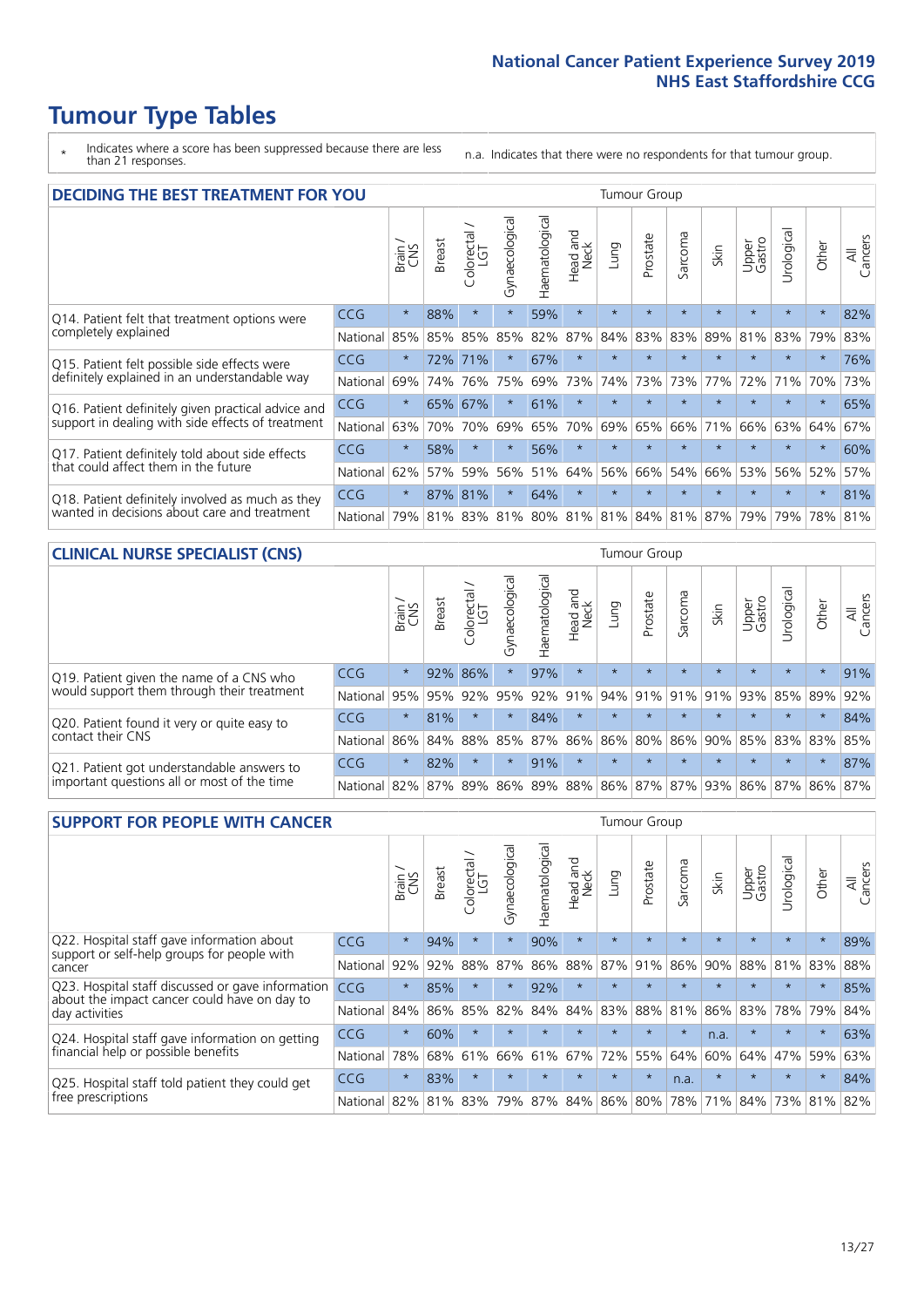# Tumour Type Tables

\* Indicates where a score has been suppressed because there are less than 21 responses.

n.a. Indicates that there were no respondents for that tumour group.

## DECIDING THE BEST TREATMENT FOR YOU

| | | Brain / CNS | Breast | Colorectal / LGT | Gynaecological | Haematological | Head and Neck | Lung | Prostate | Sarcoma | Skin | Upper Gastro | Urological | Other | All Cancers |
|---|---|---|---|---|---|---|---|---|---|---|---|---|---|---|---|
| Q14. Patient felt that treatment options were completely explained | CCG | * | 88% | * | * | 59% | * | * | * | * | * | * | * | * | 82% |
| | National | 85% | 85% | 85% | 85% | 82% | 87% | 84% | 83% | 83% | 89% | 81% | 83% | 79% | 83% |
| Q15. Patient felt possible side effects were definitely explained in an understandable way | CCG | * | 72% | 71% | * | 67% | * | * | * | * | * | * | * | * | 76% |
| | National | 69% | 74% | 76% | 75% | 69% | 73% | 74% | 73% | 73% | 77% | 72% | 71% | 70% | 73% |
| Q16. Patient definitely given practical advice and support in dealing with side effects of treatment | CCG | * | 65% | 67% | * | 61% | * | * | * | * | * | * | * | * | 65% |
| | National | 63% | 70% | 70% | 69% | 65% | 70% | 69% | 65% | 66% | 71% | 66% | 63% | 64% | 67% |
| Q17. Patient definitely told about side effects that could affect them in the future | CCG | * | 58% | * | * | 56% | * | * | * | * | * | * | * | * | 60% |
| | National | 62% | 57% | 59% | 56% | 51% | 64% | 56% | 66% | 54% | 66% | 53% | 56% | 52% | 57% |
| Q18. Patient definitely involved as much as they wanted in decisions about care and treatment | CCG | * | 87% | 81% | * | 64% | * | * | * | * | * | * | * | * | 81% |
| | National | 79% | 81% | 83% | 81% | 80% | 81% | 81% | 84% | 81% | 87% | 79% | 79% | 78% | 81% |

## CLINICAL NURSE SPECIALIST (CNS)

| | | Brain / CNS | Breast | Colorectal / LGT | Gynaecological | Haematological | Head and Neck | Lung | Prostate | Sarcoma | Skin | Upper Gastro | Urological | Other | All Cancers |
|---|---|---|---|---|---|---|---|---|---|---|---|---|---|---|---|
| Q19. Patient given the name of a CNS who would support them through their treatment | CCG | * | 92% | 86% | * | 97% | * | * | * | * | * | * | * | * | 91% |
| | National | 95% | 95% | 92% | 95% | 92% | 91% | 94% | 91% | 91% | 91% | 93% | 85% | 89% | 92% |
| Q20. Patient found it very or quite easy to contact their CNS | CCG | * | 81% | * | * | 84% | * | * | * | * | * | * | * | * | 84% |
| | National | 86% | 84% | 88% | 85% | 87% | 86% | 86% | 80% | 86% | 90% | 85% | 83% | 83% | 85% |
| Q21. Patient got understandable answers to important questions all or most of the time | CCG | * | 82% | * | * | 91% | * | * | * | * | * | * | * | * | 87% |
| | National | 82% | 87% | 89% | 86% | 89% | 88% | 86% | 87% | 87% | 93% | 86% | 87% | 86% | 87% |

## SUPPORT FOR PEOPLE WITH CANCER

| | | Brain / CNS | Breast | Colorectal / LGT | Gynaecological | Haematological | Head and Neck | Lung | Prostate | Sarcoma | Skin | Upper Gastro | Urological | Other | All Cancers |
|---|---|---|---|---|---|---|---|---|---|---|---|---|---|---|---|
| Q22. Hospital staff gave information about support or self-help groups for people with cancer | CCG | * | 94% | * | * | 90% | * | * | * | * | * | * | * | * | 89% |
| | National | 92% | 92% | 88% | 87% | 86% | 88% | 87% | 91% | 86% | 90% | 88% | 81% | 83% | 88% |
| Q23. Hospital staff discussed or gave information about the impact cancer could have on day to day activities | CCG | * | 85% | * | * | 92% | * | * | * | * | * | * | * | * | 85% |
| | National | 84% | 86% | 85% | 82% | 84% | 84% | 83% | 88% | 81% | 86% | 83% | 78% | 79% | 84% |
| Q24. Hospital staff gave information on getting financial help or possible benefits | CCG | * | 60% | * | * | * | * | * | * | * | n.a. | * | * | * | 63% |
| | National | 78% | 68% | 61% | 66% | 61% | 67% | 72% | 55% | 64% | 60% | 64% | 47% | 59% | 63% |
| Q25. Hospital staff told patient they could get free prescriptions | CCG | * | 83% | * | * | * | * | * | * | n.a. | * | * | * | * | 84% |
| | National | 82% | 81% | 83% | 79% | 87% | 84% | 86% | 80% | 78% | 71% | 84% | 73% | 81% | 82% |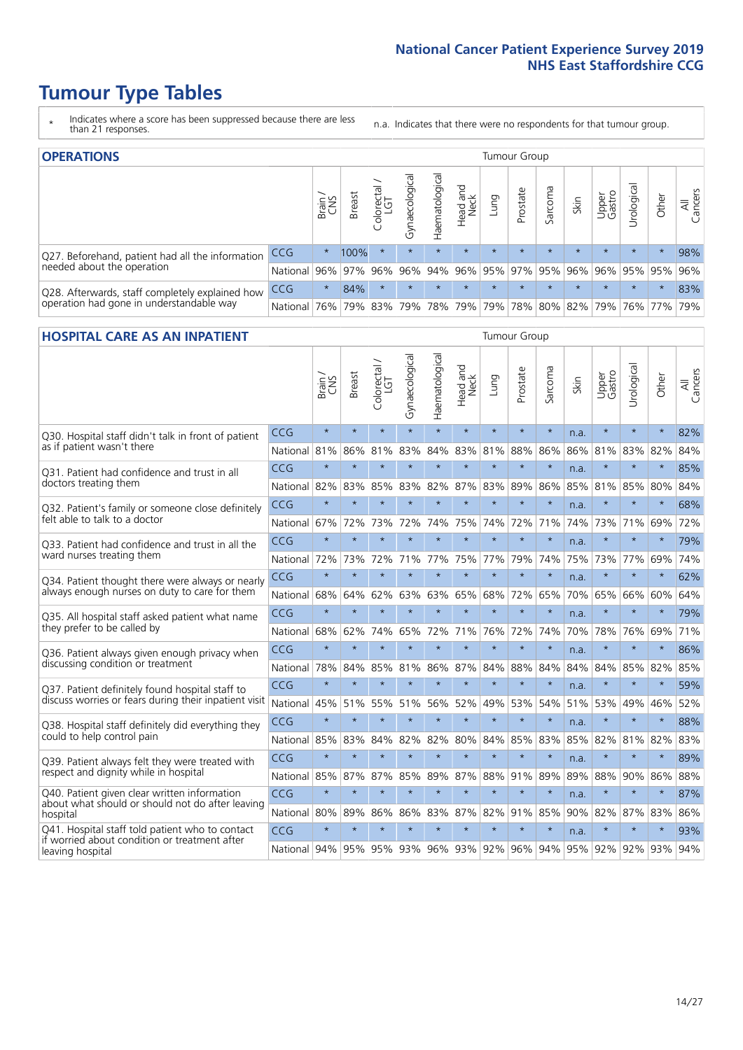# Tumour Type Tables

\* Indicates where a score has been suppressed because there are less than 21 responses.

n.a. Indicates that there were no respondents for that tumour group.

## OPERATIONS

| | | Brain / CNS | Breast | Colorectal / LGT | Gynaecological | Haematological | Head and Neck | Lung | Prostate | Sarcoma | Skin | Upper Gastro | Urological | Other | All Cancers |
|---|---|---|---|---|---|---|---|---|---|---|---|---|---|---|---|
| Q27. Beforehand, patient had all the information needed about the operation | CCG | * | 100% | * | * | * | * | * | * | * | * | * | * | * | 98% |
| | National | 96% | 97% | 96% | 96% | 94% | 96% | 95% | 97% | 95% | 96% | 96% | 95% | 95% | 96% |
| Q28. Afterwards, staff completely explained how operation had gone in understandable way | CCG | * | 84% | * | * | * | * | * | * | * | * | * | * | * | 83% |
| | National | 76% | 79% | 83% | 79% | 78% | 79% | 79% | 78% | 80% | 82% | 79% | 76% | 77% | 79% |

## HOSPITAL CARE AS AN INPATIENT

| | | Brain / CNS | Breast | Colorectal / LGT | Gynaecological | Haematological | Head and Neck | Lung | Prostate | Sarcoma | Skin | Upper Gastro | Urological | Other | All Cancers |
|---|---|---|---|---|---|---|---|---|---|---|---|---|---|---|---|
| Q30. Hospital staff didn't talk in front of patient as if patient wasn't there | CCG | * | * | * | * | * | * | * | * | * | n.a. | * | * | * | 82% |
| | National | 81% | 86% | 81% | 83% | 84% | 83% | 81% | 88% | 86% | 86% | 81% | 83% | 82% | 84% |
| Q31. Patient had confidence and trust in all doctors treating them | CCG | * | * | * | * | * | * | * | * | * | n.a. | * | * | * | 85% |
| | National | 82% | 83% | 85% | 83% | 82% | 87% | 83% | 89% | 86% | 85% | 81% | 85% | 80% | 84% |
| Q32. Patient's family or someone close definitely felt able to talk to a doctor | CCG | * | * | * | * | * | * | * | * | * | n.a. | * | * | * | 68% |
| | National | 67% | 72% | 73% | 72% | 74% | 75% | 74% | 72% | 71% | 74% | 73% | 71% | 69% | 72% |
| Q33. Patient had confidence and trust in all the ward nurses treating them | CCG | * | * | * | * | * | * | * | * | * | n.a. | * | * | * | 79% |
| | National | 72% | 73% | 72% | 71% | 77% | 75% | 77% | 79% | 74% | 75% | 73% | 77% | 69% | 74% |
| Q34. Patient thought there were always or nearly always enough nurses on duty to care for them | CCG | * | * | * | * | * | * | * | * | * | n.a. | * | * | * | 62% |
| | National | 68% | 64% | 62% | 63% | 63% | 65% | 68% | 72% | 65% | 70% | 65% | 66% | 60% | 64% |
| Q35. All hospital staff asked patient what name they prefer to be called by | CCG | * | * | * | * | * | * | * | * | * | n.a. | * | * | * | 79% |
| | National | 68% | 62% | 74% | 65% | 72% | 71% | 76% | 72% | 74% | 70% | 78% | 76% | 69% | 71% |
| Q36. Patient always given enough privacy when discussing condition or treatment | CCG | * | * | * | * | * | * | * | * | * | n.a. | * | * | * | 86% |
| | National | 78% | 84% | 85% | 81% | 86% | 87% | 84% | 88% | 84% | 84% | 84% | 85% | 82% | 85% |
| Q37. Patient definitely found hospital staff to discuss worries or fears during their inpatient visit | CCG | * | * | * | * | * | * | * | * | * | n.a. | * | * | * | 59% |
| | National | 45% | 51% | 55% | 51% | 56% | 52% | 49% | 53% | 54% | 51% | 53% | 49% | 46% | 52% |
| Q38. Hospital staff definitely did everything they could to help control pain | CCG | * | * | * | * | * | * | * | * | * | n.a. | * | * | * | 88% |
| | National | 85% | 83% | 84% | 82% | 82% | 80% | 84% | 85% | 83% | 85% | 82% | 81% | 82% | 83% |
| Q39. Patient always felt they were treated with respect and dignity while in hospital | CCG | * | * | * | * | * | * | * | * | * | n.a. | * | * | * | 89% |
| | National | 85% | 87% | 87% | 85% | 89% | 87% | 88% | 91% | 89% | 89% | 88% | 90% | 86% | 88% |
| Q40. Patient given clear written information about what should or should not do after leaving hospital | CCG | * | * | * | * | * | * | * | * | * | n.a. | * | * | * | 87% |
| | National | 80% | 89% | 86% | 86% | 83% | 87% | 82% | 91% | 85% | 90% | 82% | 87% | 83% | 86% |
| Q41. Hospital staff told patient who to contact if worried about condition or treatment after leaving hospital | CCG | * | * | * | * | * | * | * | * | * | n.a. | * | * | * | 93% |
| | National | 94% | 95% | 95% | 93% | 96% | 93% | 92% | 96% | 94% | 95% | 92% | 92% | 93% | 94% |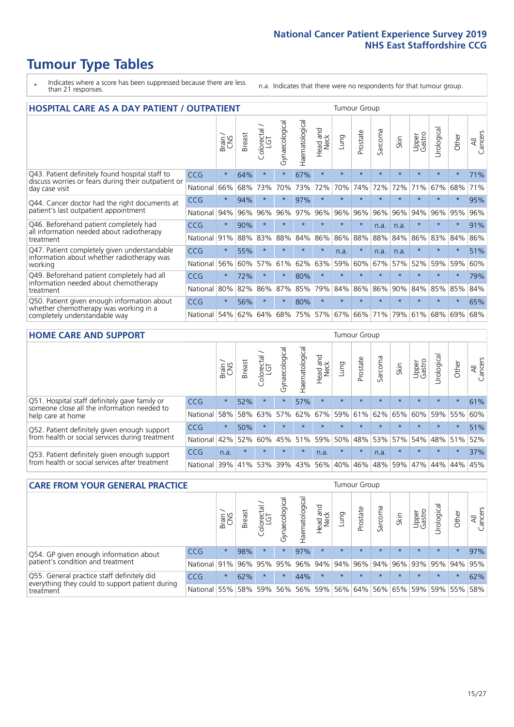# Tumour Type Tables

- \* Indicates where a score has been suppressed because there are less than 21 responses.
- n.a. Indicates that there were no respondents for that tumour group.

## HOSPITAL CARE AS A DAY PATIENT / OUTPATIENT

| | | Brain / CNS | Breast | Colorectal / LGT | Gynaecological | Haematological | Head and Neck | Lung | Prostate | Sarcoma | Skin | Upper Gastro | Urological | Other | All Cancers |
|---|---|---|---|---|---|---|---|---|---|---|---|---|---|---|---|
| Q43. Patient definitely found hospital staff to discuss worries or fears during their outpatient or day case visit | CCG | * | 64% | * | * | 67% | * | * | * | * | * | * | * | * | 71% |
| | National | 66% | 68% | 73% | 70% | 73% | 72% | 70% | 74% | 72% | 72% | 71% | 67% | 68% | 71% |
| Q44. Cancer doctor had the right documents at patient's last outpatient appointment | CCG | * | 94% | * | * | 97% | * | * | * | * | * | * | * | * | 95% |
| | National | 94% | 96% | 96% | 96% | 97% | 96% | 96% | 96% | 96% | 96% | 94% | 96% | 95% | 96% |
| Q46. Beforehand patient completely had all information needed about radiotherapy treatment | CCG | * | 90% | * | * | * | * | * | * | n.a. | n.a. | * | * | * | 91% |
| | National | 91% | 88% | 83% | 88% | 84% | 86% | 86% | 88% | 88% | 84% | 86% | 83% | 84% | 86% |
| Q47. Patient completely given understandable information about whether radiotherapy was working | CCG | * | 55% | * | * | * | * | n.a. | * | n.a. | n.a. | * | * | * | 51% |
| | National | 56% | 60% | 57% | 61% | 62% | 63% | 59% | 60% | 67% | 57% | 52% | 59% | 59% | 60% |
| Q49. Beforehand patient completely had all information needed about chemotherapy treatment | CCG | * | 72% | * | * | 80% | * | * | * | * | * | * | * | * | 79% |
| | National | 80% | 82% | 86% | 87% | 85% | 79% | 84% | 86% | 86% | 90% | 84% | 85% | 85% | 84% |
| Q50. Patient given enough information about whether chemotherapy was working in a completely understandable way | CCG | * | 56% | * | * | 80% | * | * | * | * | * | * | * | * | 65% |
| | National | 54% | 62% | 64% | 68% | 75% | 57% | 67% | 66% | 71% | 79% | 61% | 68% | 69% | 68% |

## HOME CARE AND SUPPORT

| | | Brain / CNS | Breast | Colorectal / LGT | Gynaecological | Haematological | Head and Neck | Lung | Prostate | Sarcoma | Skin | Upper Gastro | Urological | Other | All Cancers |
|---|---|---|---|---|---|---|---|---|---|---|---|---|---|---|---|
| Q51. Hospital staff definitely gave family or someone close all the information needed to help care at home | CCG | * | 52% | * | * | 57% | * | * | * | * | * | * | * | * | 61% |
| | National | 58% | 58% | 63% | 57% | 62% | 67% | 59% | 61% | 62% | 65% | 60% | 59% | 55% | 60% |
| Q52. Patient definitely given enough support from health or social services during treatment | CCG | * | 50% | * | * | * | * | * | * | * | * | * | * | * | 51% |
| | National | 42% | 52% | 60% | 45% | 51% | 59% | 50% | 48% | 53% | 57% | 54% | 48% | 51% | 52% |
| Q53. Patient definitely given enough support from health or social services after treatment | CCG | n.a. | * | * | * | * | n.a. | * | * | n.a. | * | * | * | * | 37% |
| | National | 39% | 41% | 53% | 39% | 43% | 56% | 40% | 46% | 48% | 59% | 47% | 44% | 44% | 45% |

## CARE FROM YOUR GENERAL PRACTICE

| | | Brain / CNS | Breast | Colorectal / LGT | Gynaecological | Haematological | Head and Neck | Lung | Prostate | Sarcoma | Skin | Upper Gastro | Urological | Other | All Cancers |
|---|---|---|---|---|---|---|---|---|---|---|---|---|---|---|---|
| Q54. GP given enough information about patient's condition and treatment | CCG | * | 98% | * | * | 97% | * | * | * | * | * | * | * | * | 97% |
| | National | 91% | 96% | 95% | 95% | 96% | 94% | 94% | 96% | 94% | 96% | 93% | 95% | 94% | 95% |
| Q55. General practice staff definitely did everything they could to support patient during treatment | CCG | * | 62% | * | * | 44% | * | * | * | * | * | * | * | * | 62% |
| | National | 55% | 58% | 59% | 56% | 56% | 59% | 56% | 64% | 56% | 65% | 59% | 59% | 55% | 58% |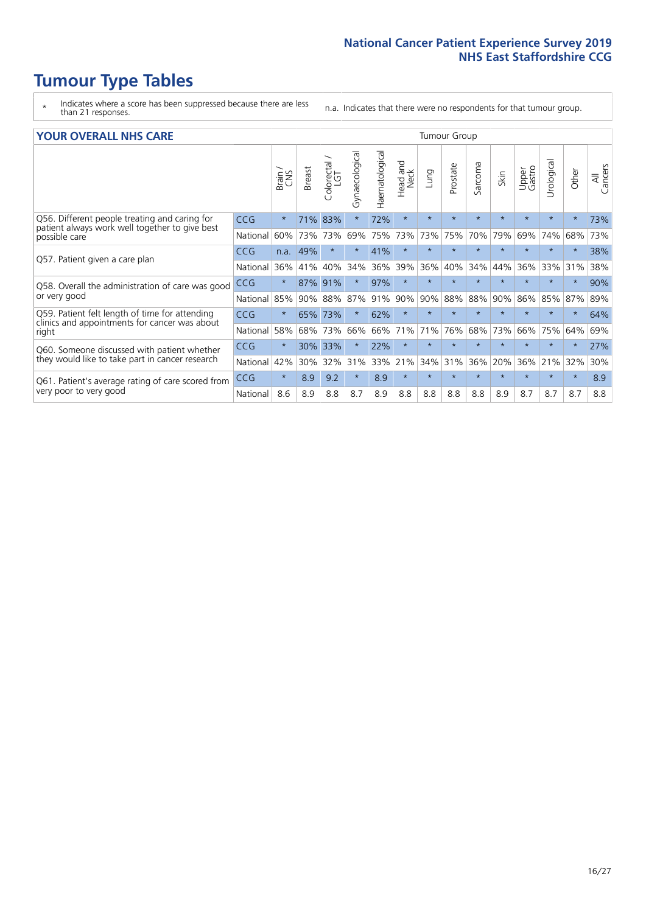# Tumour Type Tables

\* Indicates where a score has been suppressed because there are less than 21 responses.

n.a. Indicates that there were no respondents for that tumour group.

## YOUR OVERALL NHS CARE

| | | Tumour Group | | | | | | | | | | | | | |
|---|---|---|---|---|---|---|---|---|---|---|---|---|---|---|---|
| | | Brain / CNS | Breast | Colorectal / LGT | Gynaecological | Haematological | Head and Neck | Lung | Prostate | Sarcoma | Skin | Upper Gastro | Urological | Other | All Cancers |
| Q56. Different people treating and caring for patient always work well together to give best possible care | CCG | * | 71% | 83% | * | 72% | * | * | * | * | * | * | * | * | 73% |
| | National | 60% | 73% | 73% | 69% | 75% | 73% | 73% | 75% | 70% | 79% | 69% | 74% | 68% | 73% |
| Q57. Patient given a care plan | CCG | n.a. | 49% | * | * | 41% | * | * | * | * | * | * | * | * | 38% |
| | National | 36% | 41% | 40% | 34% | 36% | 39% | 36% | 40% | 34% | 44% | 36% | 33% | 31% | 38% |
| Q58. Overall the administration of care was good or very good | CCG | * | 87% | 91% | * | 97% | * | * | * | * | * | * | * | * | 90% |
| | National | 85% | 90% | 88% | 87% | 91% | 90% | 90% | 88% | 88% | 90% | 86% | 85% | 87% | 89% |
| Q59. Patient felt length of time for attending clinics and appointments for cancer was about right | CCG | * | 65% | 73% | * | 62% | * | * | * | * | * | * | * | * | 64% |
| | National | 58% | 68% | 73% | 66% | 66% | 71% | 71% | 76% | 68% | 73% | 66% | 75% | 64% | 69% |
| Q60. Someone discussed with patient whether they would like to take part in cancer research | CCG | * | 30% | 33% | * | 22% | * | * | * | * | * | * | * | * | 27% |
| | National | 42% | 30% | 32% | 31% | 33% | 21% | 34% | 31% | 36% | 20% | 36% | 21% | 32% | 30% |
| Q61. Patient's average rating of care scored from very poor to very good | CCG | * | 8.9 | 9.2 | * | 8.9 | * | * | * | * | * | * | * | * | 8.9 |
| | National | 8.6 | 8.9 | 8.8 | 8.7 | 8.9 | 8.8 | 8.8 | 8.8 | 8.8 | 8.9 | 8.7 | 8.7 | 8.7 | 8.8 |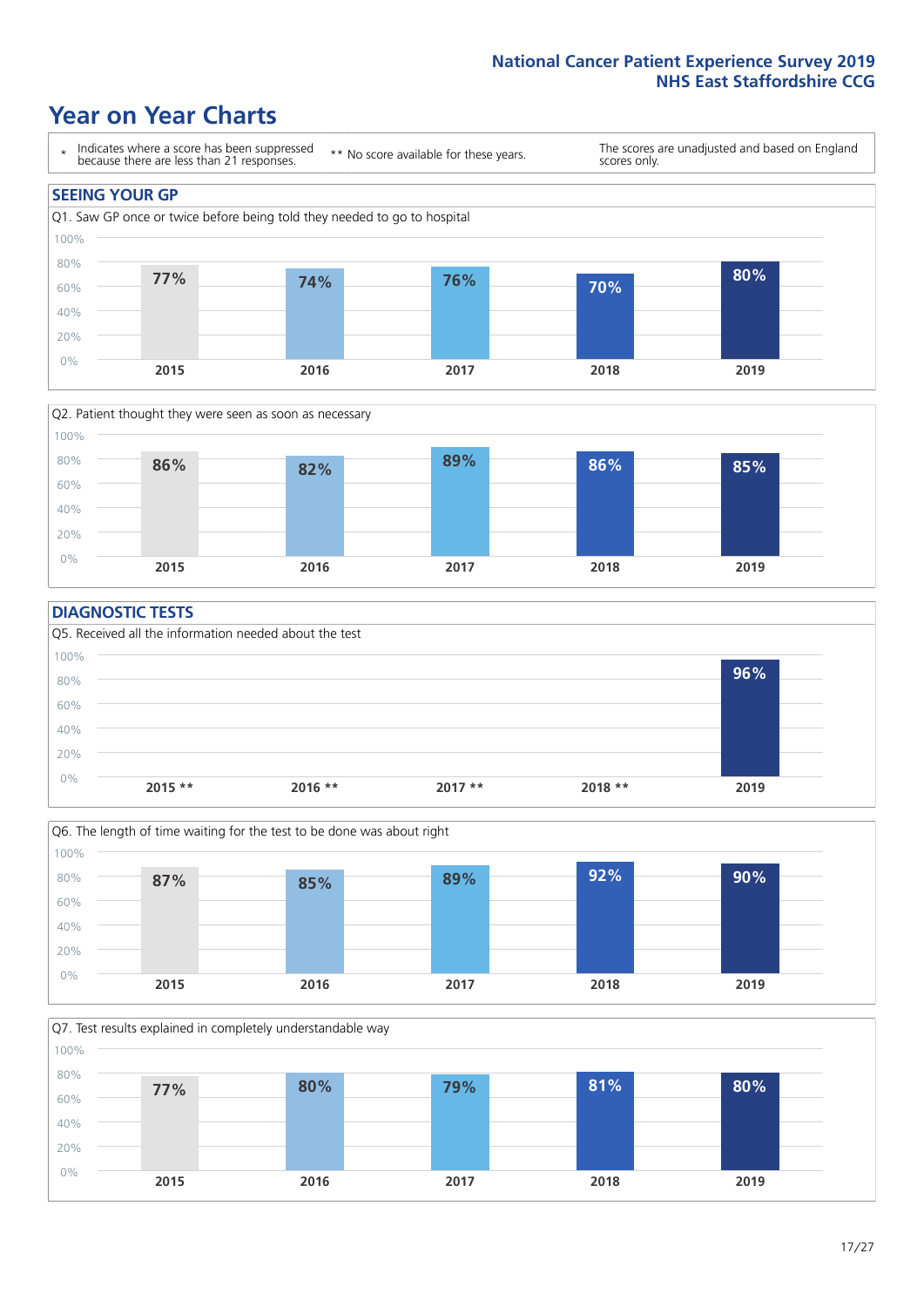# Year on Year Charts

\* Indicates where a score has been suppressed because there are less than 21 responses.

\*\* No score available for these years.

The scores are unadjusted and based on England scores only.

## SEEING YOUR GP

Q1. Saw GP once or twice before being told they needed to go to hospital

100%
80%
60%
40%
20%
0%

77% 2015
74% 2016
76% 2017
70% 2018
80% 2019

Q2. Patient thought they were seen as soon as necessary

100%
80%
60%
40%
20%
0%

86% 2015
82% 2016
89% 2017
86% 2018
85% 2019

## DIAGNOSTIC TESTS

Q5. Received all the information needed about the test

100%
80%
60%
40%
20%
0%

2015 **
2016 **
2017 **
2018 **
96% 2019

Q6. The length of time waiting for the test to be done was about right

100%
80%
60%
40%
20%
0%

87% 2015
85% 2016
89% 2017
92% 2018
90% 2019

Q7. Test results explained in completely understandable way

100%
80%
60%
40%
20%
0%

77% 2015
80% 2016
79% 2017
81% 2018
80% 2019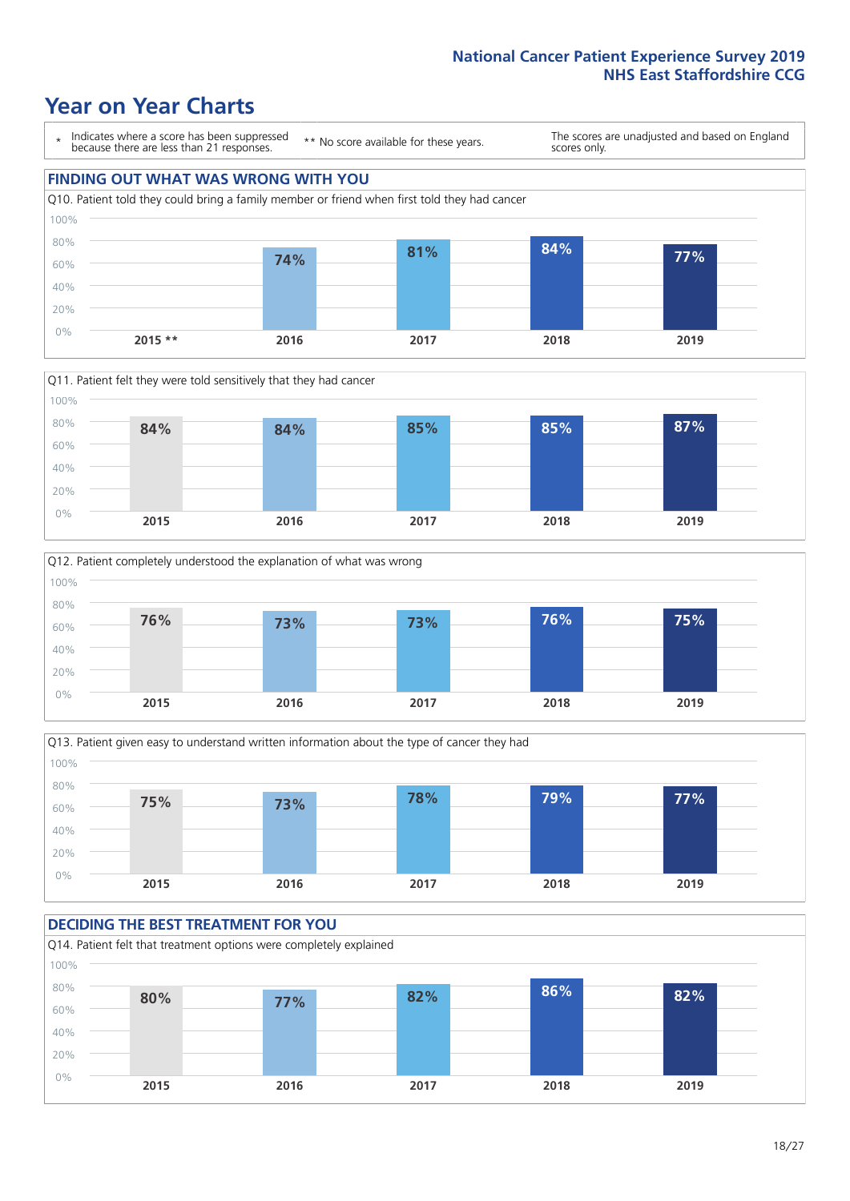# Year on Year Charts

\* Indicates where a score has been suppressed because there are less than 21 responses.

\*\* No score available for these years.

The scores are unadjusted and based on England scores only.

## FINDING OUT WHAT WAS WRONG WITH YOU

Q10. Patient told they could bring a family member or friend when first told they had cancer

100%
80%
60%
40%
20%
0%

2015 ** | 2016: 74% | 2017: 81% | 2018: 84% | 2019: 77%

Q11. Patient felt they were told sensitively that they had cancer

100%
80%
60%
40%
20%
0%

2015: 84% | 2016: 84% | 2017: 85% | 2018: 85% | 2019: 87%

Q12. Patient completely understood the explanation of what was wrong

100%
80%
60%
40%
20%
0%

2015: 76% | 2016: 73% | 2017: 73% | 2018: 76% | 2019: 75%

Q13. Patient given easy to understand written information about the type of cancer they had

100%
80%
60%
40%
20%
0%

2015: 75% | 2016: 73% | 2017: 78% | 2018: 79% | 2019: 77%

## DECIDING THE BEST TREATMENT FOR YOU

Q14. Patient felt that treatment options were completely explained

100%
80%
60%
40%
20%
0%

2015: 80% | 2016: 77% | 2017: 82% | 2018: 86% | 2019: 82%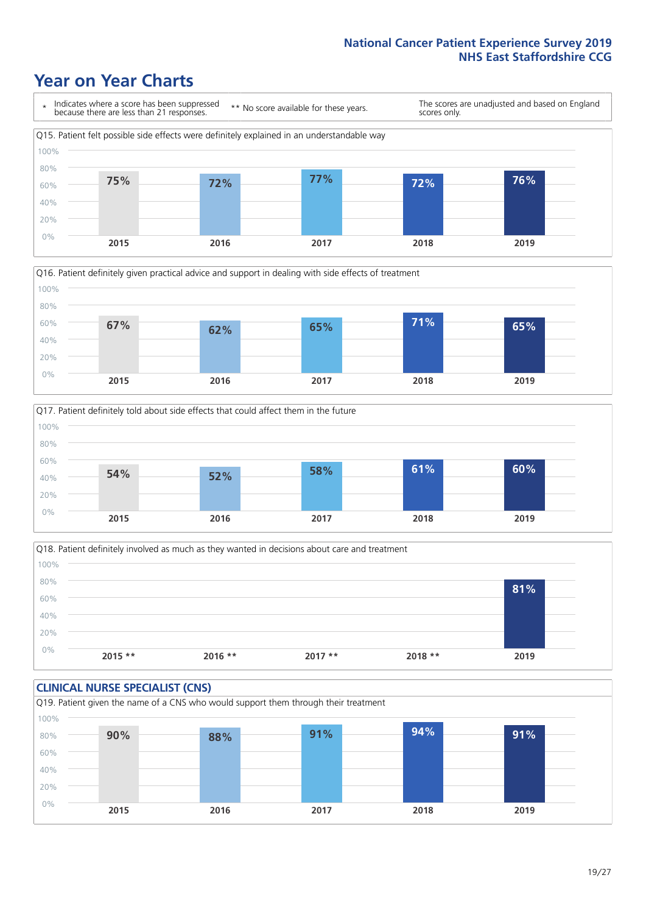# Year on Year Charts

\* Indicates where a score has been suppressed because there are less than 21 responses.

** No score available for these years.

The scores are unadjusted and based on England scores only.

Q15. Patient felt possible side effects were definitely explained in an understandable way

100%
80%
60%
40%
20%
0%

75% 2015
72% 2016
77% 2017
72% 2018
76% 2019

Q16. Patient definitely given practical advice and support in dealing with side effects of treatment

100%
80%
60%
40%
20%
0%

67% 2015
62% 2016
65% 2017
71% 2018
65% 2019

Q17. Patient definitely told about side effects that could affect them in the future

100%
80%
60%
40%
20%
0%

54% 2015
52% 2016
58% 2017
61% 2018
60% 2019

Q18. Patient definitely involved as much as they wanted in decisions about care and treatment

100%
80%
60%
40%
20%
0%

2015 **
2016 **
2017 **
2018 **
81% 2019

## CLINICAL NURSE SPECIALIST (CNS)

Q19. Patient given the name of a CNS who would support them through their treatment

100%
80%
60%
40%
20%
0%

90% 2015
88% 2016
91% 2017
94% 2018
91% 2019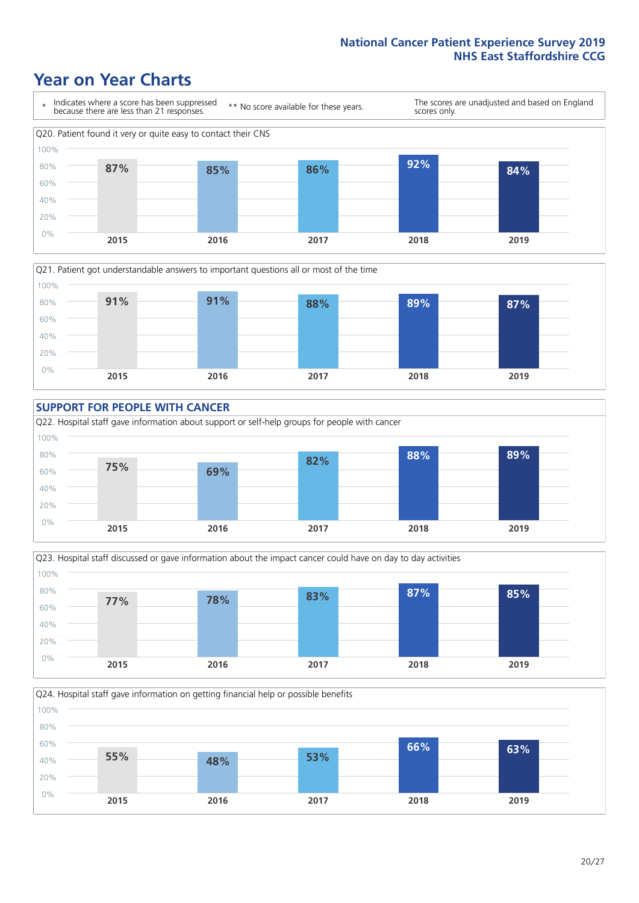# Year on Year Charts

\* Indicates where a score has been suppressed because there are less than 21 responses.

\*\* No score available for these years.

The scores are unadjusted and based on England scores only.

Q20. Patient found it very or quite easy to contact their CNS

100%
80%
60%
40%
20%
0%

87% 85% 86% 92% 84%

2015 2016 2017 2018 2019

Q21. Patient got understandable answers to important questions all or most of the time

100%
80%
60%
40%
20%
0%

91% 91% 88% 89% 87%

2015 2016 2017 2018 2019

## SUPPORT FOR PEOPLE WITH CANCER

Q22. Hospital staff gave information about support or self-help groups for people with cancer

100%
80%
60%
40%
20%
0%

75% 69% 82% 88% 89%

2015 2016 2017 2018 2019

Q23. Hospital staff discussed or gave information about the impact cancer could have on day to day activities

100%
80%
60%
40%
20%
0%

77% 78% 83% 87% 85%

2015 2016 2017 2018 2019

Q24. Hospital staff gave information on getting financial help or possible benefits

100%
80%
60%
40%
20%
0%

55% 48% 53% 66% 63%

2015 2016 2017 2018 2019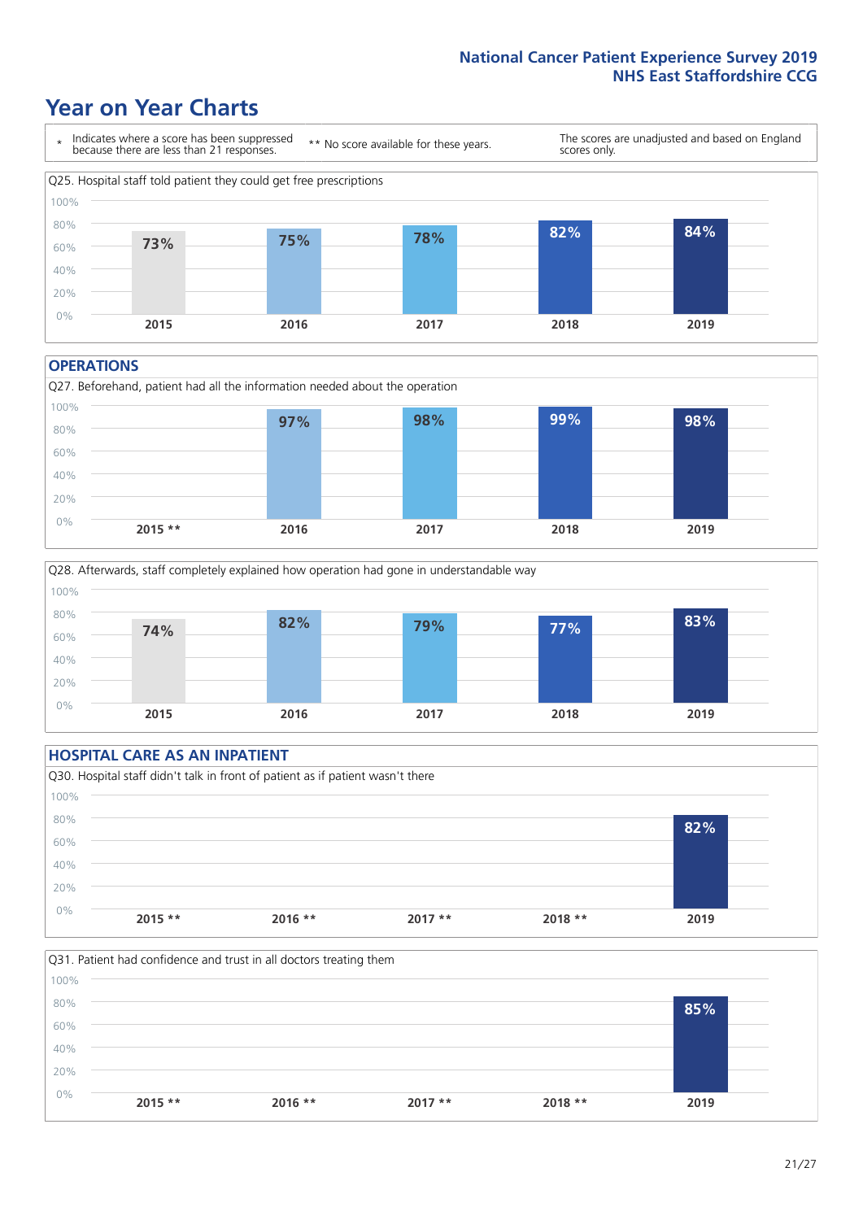# Year on Year Charts

\* Indicates where a score has been suppressed because there are less than 21 responses.

** No score available for these years.

The scores are unadjusted and based on England scores only.

Q25. Hospital staff told patient they could get free prescriptions

100%
80%
60%
40%
20%
0%

73% 75% 78% 82% 84%

2015 2016 2017 2018 2019

## OPERATIONS

Q27. Beforehand, patient had all the information needed about the operation

100%
80%
60%
40%
20%
0%

97% 98% 99% 98%

2015 ** 2016 2017 2018 2019

Q28. Afterwards, staff completely explained how operation had gone in understandable way

100%
80%
60%
40%
20%
0%

74% 82% 79% 77% 83%

2015 2016 2017 2018 2019

## HOSPITAL CARE AS AN INPATIENT

Q30. Hospital staff didn't talk in front of patient as if patient wasn't there

100%
80%
60%
40%
20%
0%

82%

2015 ** 2016 ** 2017 ** 2018 ** 2019

Q31. Patient had confidence and trust in all doctors treating them

100%
80%
60%
40%
20%
0%

85%

2015 ** 2016 ** 2017 ** 2018 ** 2019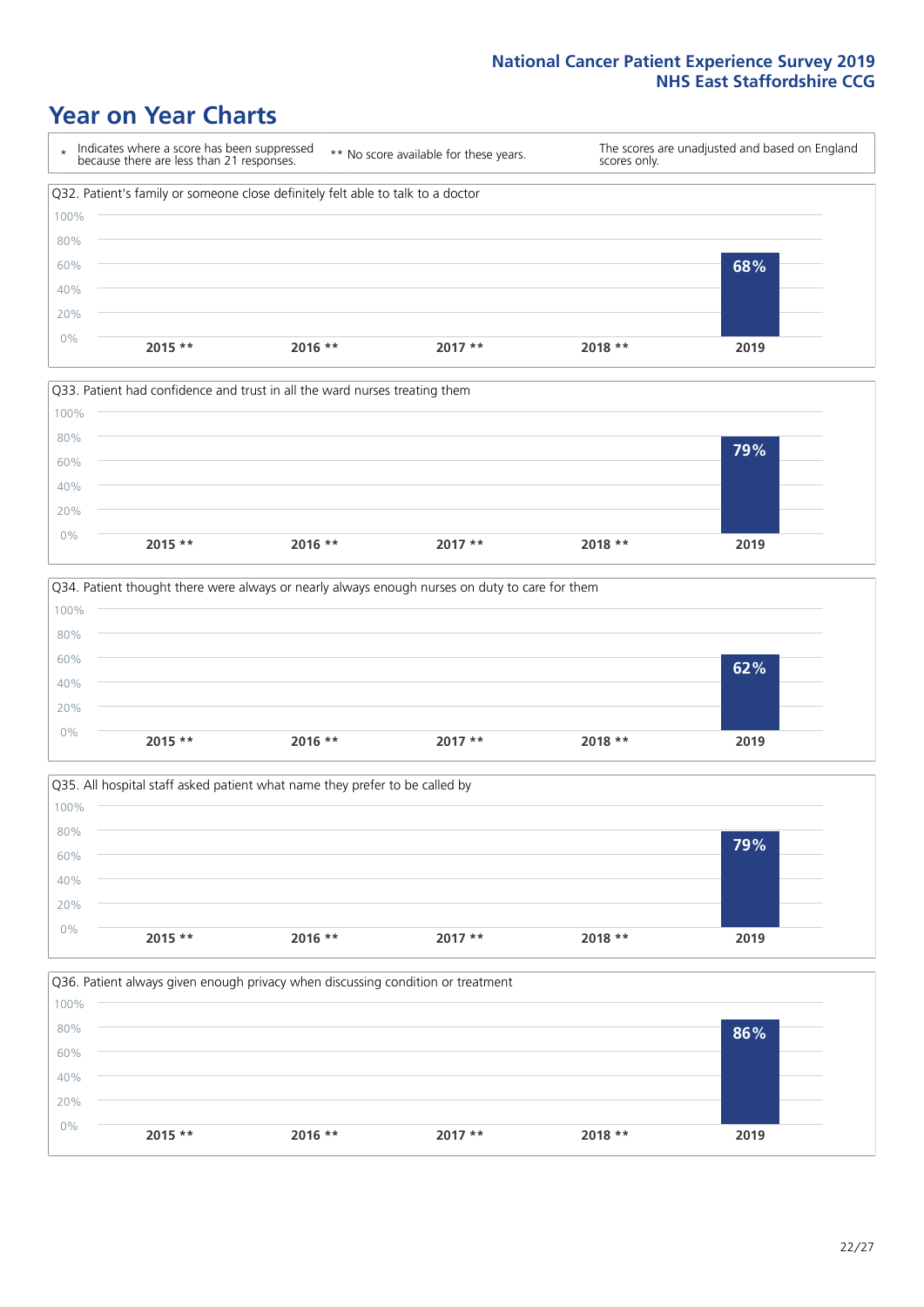National Cancer Patient Experience Survey 2019
NHS East Staffordshire CCG

# Year on Year Charts

\* Indicates where a score has been suppressed because there are less than 21 responses.

** No score available for these years.

The scores are unadjusted and based on England scores only.

Q32. Patient's family or someone close definitely felt able to talk to a doctor

100%
80%
60%
40%
20%
0%

68%

2015 ** 2016 ** 2017 ** 2018 ** 2019

Q33. Patient had confidence and trust in all the ward nurses treating them

100%
80%
60%
40%
20%
0%

79%

2015 ** 2016 ** 2017 ** 2018 ** 2019

Q34. Patient thought there were always or nearly always enough nurses on duty to care for them

100%
80%
60%
40%
20%
0%

62%

2015 ** 2016 ** 2017 ** 2018 ** 2019

Q35. All hospital staff asked patient what name they prefer to be called by

100%
80%
60%
40%
20%
0%

79%

2015 ** 2016 ** 2017 ** 2018 ** 2019

Q36. Patient always given enough privacy when discussing condition or treatment

100%
80%
60%
40%
20%
0%

86%

2015 ** 2016 ** 2017 ** 2018 ** 2019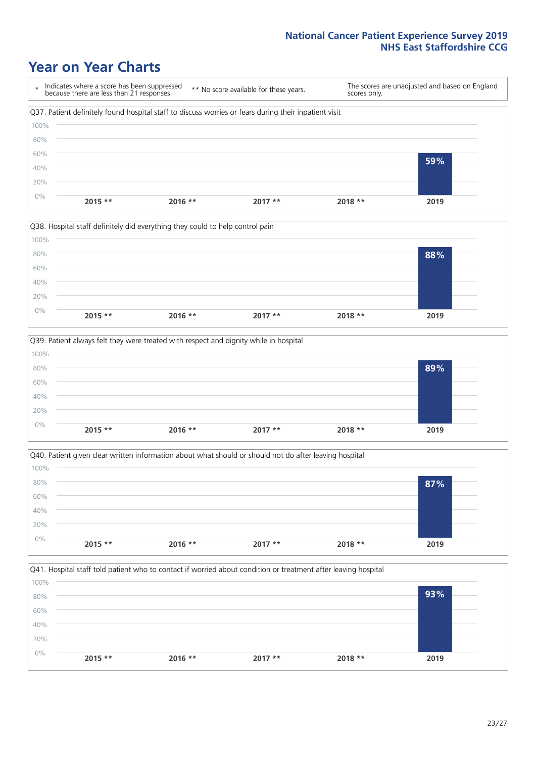# Year on Year Charts

\* Indicates where a score has been suppressed because there are less than 21 responses.

\*\* No score available for these years.

The scores are unadjusted and based on England scores only.

Q37. Patient definitely found hospital staff to discuss worries or fears during their inpatient visit

100%
80%
60%
40%
20%
0%

2015 ** | 2016 ** | 2017 ** | 2018 ** | 2019

59%

Q38. Hospital staff definitely did everything they could to help control pain

100%
80%
60%
40%
20%
0%

2015 ** | 2016 ** | 2017 ** | 2018 ** | 2019

88%

Q39. Patient always felt they were treated with respect and dignity while in hospital

100%
80%
60%
40%
20%
0%

2015 ** | 2016 ** | 2017 ** | 2018 ** | 2019

89%

Q40. Patient given clear written information about what should or should not do after leaving hospital

100%
80%
60%
40%
20%
0%

2015 ** | 2016 ** | 2017 ** | 2018 ** | 2019

87%

Q41. Hospital staff told patient who to contact if worried about condition or treatment after leaving hospital

100%
80%
60%
40%
20%
0%

2015 ** | 2016 ** | 2017 ** | 2018 ** | 2019

93%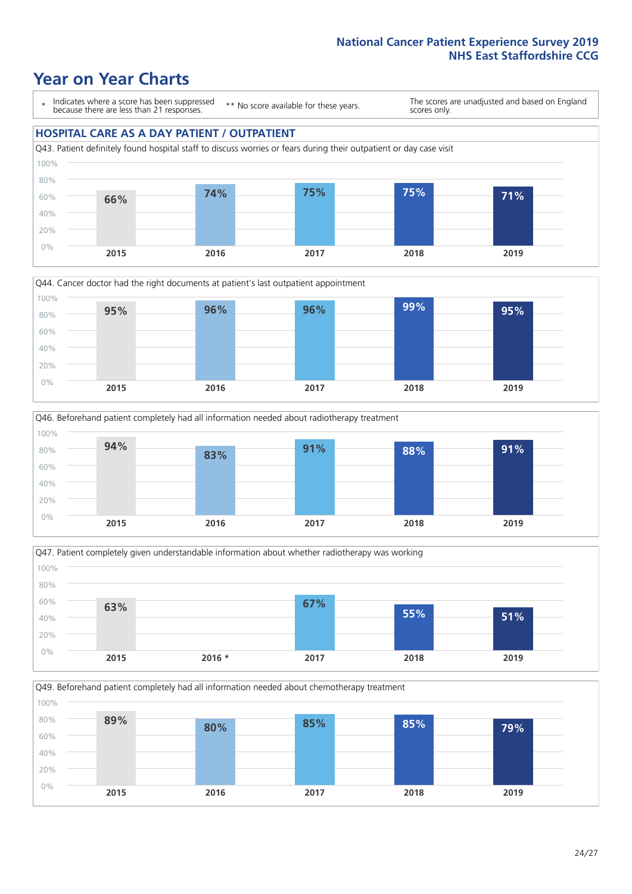# Year on Year Charts

\* Indicates where a score has been suppressed because there are less than 21 responses.

\*\* No score available for these years.

The scores are unadjusted and based on England scores only.

## HOSPITAL CARE AS A DAY PATIENT / OUTPATIENT

Q43. Patient definitely found hospital staff to discuss worries or fears during their outpatient or day case visit

| 2015 | 2016 | 2017 | 2018 | 2019 |
|---|---|---|---|---|
| 66% | 74% | 75% | 75% | 71% |

Q44. Cancer doctor had the right documents at patient's last outpatient appointment

| 2015 | 2016 | 2017 | 2018 | 2019 |
|---|---|---|---|---|
| 95% | 96% | 96% | 99% | 95% |

Q46. Beforehand patient completely had all information needed about radiotherapy treatment

| 2015 | 2016 | 2017 | 2018 | 2019 |
|---|---|---|---|---|
| 94% | 83% | 91% | 88% | 91% |

Q47. Patient completely given understandable information about whether radiotherapy was working

| 2015 | 2016 * | 2017 | 2018 | 2019 |
|---|---|---|---|---|
| 63% | | 67% | 55% | 51% |

Q49. Beforehand patient completely had all information needed about chemotherapy treatment

| 2015 | 2016 | 2017 | 2018 | 2019 |
|---|---|---|---|---|
| 89% | 80% | 85% | 85% | 79% |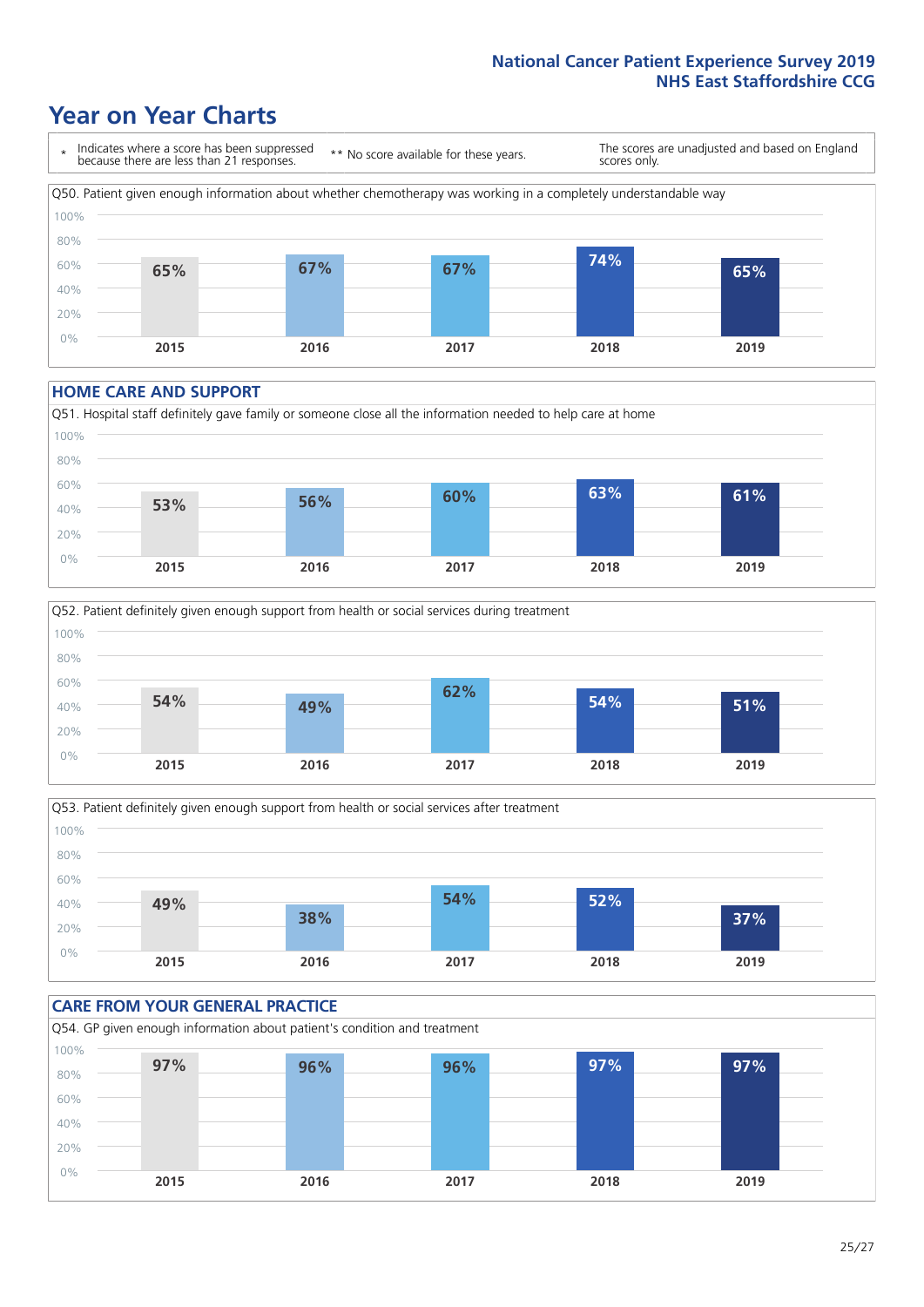# Year on Year Charts

\* Indicates where a score has been suppressed because there are less than 21 responses.

\*\* No score available for these years.

The scores are unadjusted and based on England scores only.

Q50. Patient given enough information about whether chemotherapy was working in a completely understandable way

100%
80%
60%
40%
20%
0%

65% 67% 67% 74% 65%

2015 2016 2017 2018 2019

## HOME CARE AND SUPPORT

Q51. Hospital staff definitely gave family or someone close all the information needed to help care at home

100%
80%
60%
40%
20%
0%

53% 56% 60% 63% 61%

2015 2016 2017 2018 2019

Q52. Patient definitely given enough support from health or social services during treatment

100%
80%
60%
40%
20%
0%

54% 49% 62% 54% 51%

2015 2016 2017 2018 2019

Q53. Patient definitely given enough support from health or social services after treatment

100%
80%
60%
40%
20%
0%

49% 38% 54% 52% 37%

2015 2016 2017 2018 2019

## CARE FROM YOUR GENERAL PRACTICE

Q54. GP given enough information about patient's condition and treatment

100%
80%
60%
40%
20%
0%

97% 96% 96% 97% 97%

2015 2016 2017 2018 2019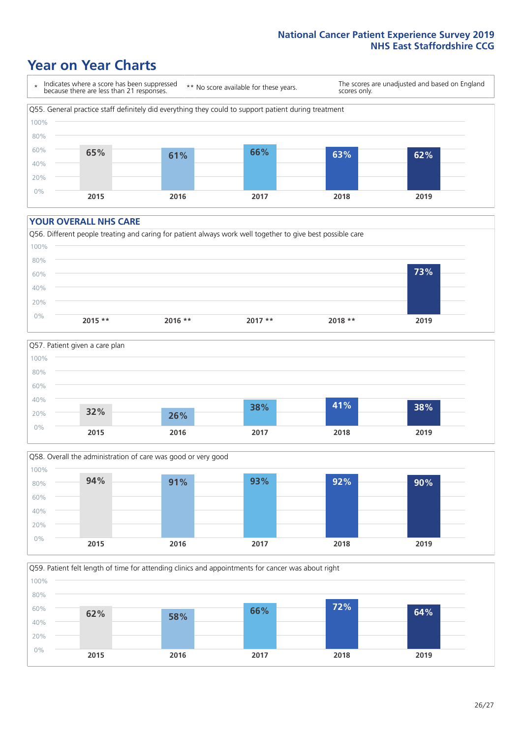# Year on Year Charts

\* Indicates where a score has been suppressed because there are less than 21 responses.

\*\* No score available for these years.

The scores are unadjusted and based on England scores only.

Q55. General practice staff definitely did everything they could to support patient during treatment

100%
80%
60%
40%
20%
0%

65% 2015
61% 2016
66% 2017
63% 2018
62% 2019

## YOUR OVERALL NHS CARE

Q56. Different people treating and caring for patient always work well together to give best possible care

100%
80%
60%
40%
20%
0%

2015 **
2016 **
2017 **
2018 **
73% 2019

Q57. Patient given a care plan

100%
80%
60%
40%
20%
0%

32% 2015
26% 2016
38% 2017
41% 2018
38% 2019

Q58. Overall the administration of care was good or very good

100%
80%
60%
40%
20%
0%

94% 2015
91% 2016
93% 2017
92% 2018
90% 2019

Q59. Patient felt length of time for attending clinics and appointments for cancer was about right

100%
80%
60%
40%
20%
0%

62% 2015
58% 2016
66% 2017
72% 2018
64% 2019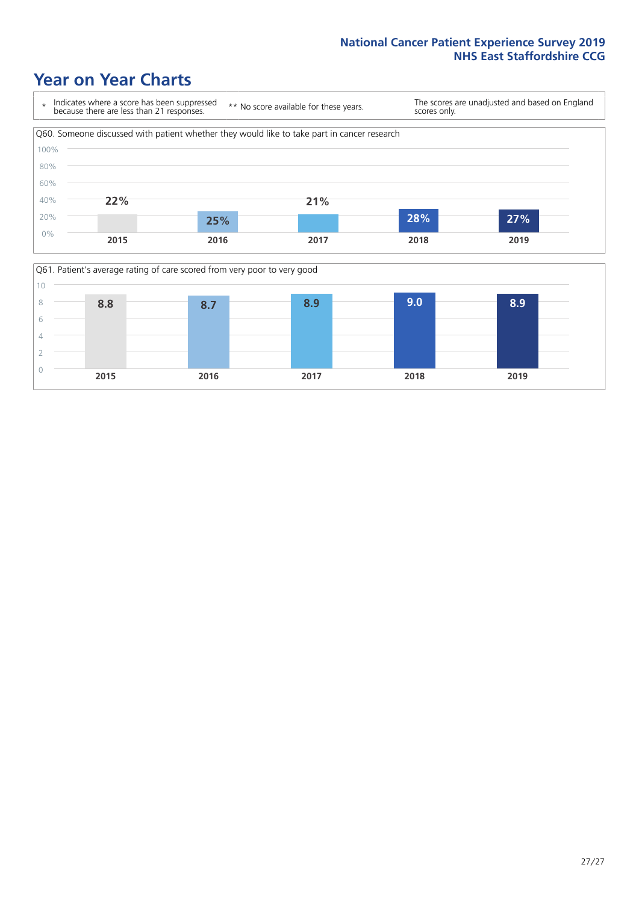# Year on Year Charts

\* Indicates where a score has been suppressed because there are less than 21 responses.

** No score available for these years.

The scores are unadjusted and based on England scores only.

Q60. Someone discussed with patient whether they would like to take part in cancer research

100%
80%
60%
40%
20%
0%

22% 2015
25% 2016
21% 2017
28% 2018
27% 2019

Q61. Patient's average rating of care scored from very poor to very good

10
8
6
4
2
0

8.8 2015
8.7 2016
8.9 2017
9.0 2018
8.9 2019